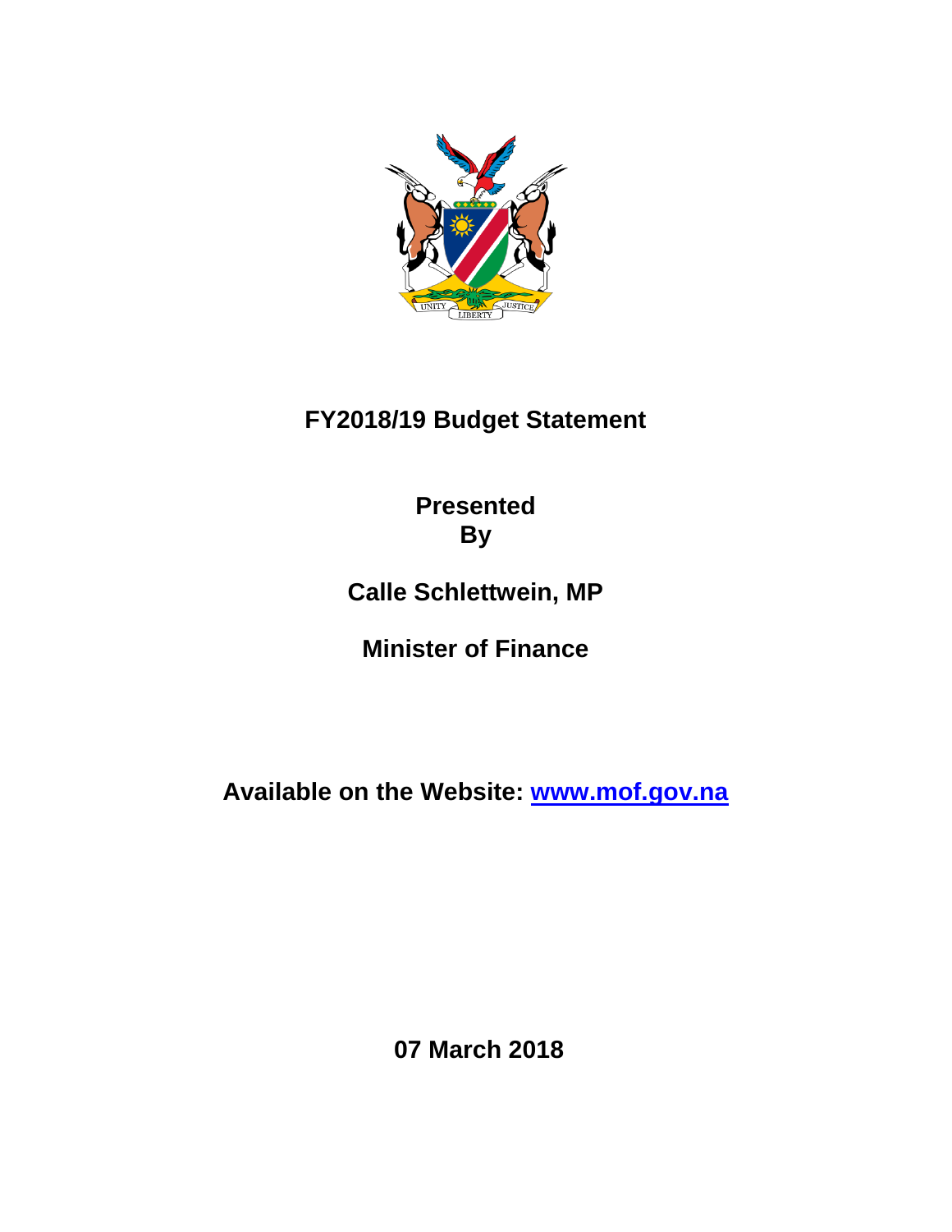# FY2018/19 Budget Statement

**Presented By**

**Calle Schlettwein, MP**

**Minister of Finance**

**Available on the Website: [www.mof.gov.na](http://www.mof.gov.na)**

**07 March 2018**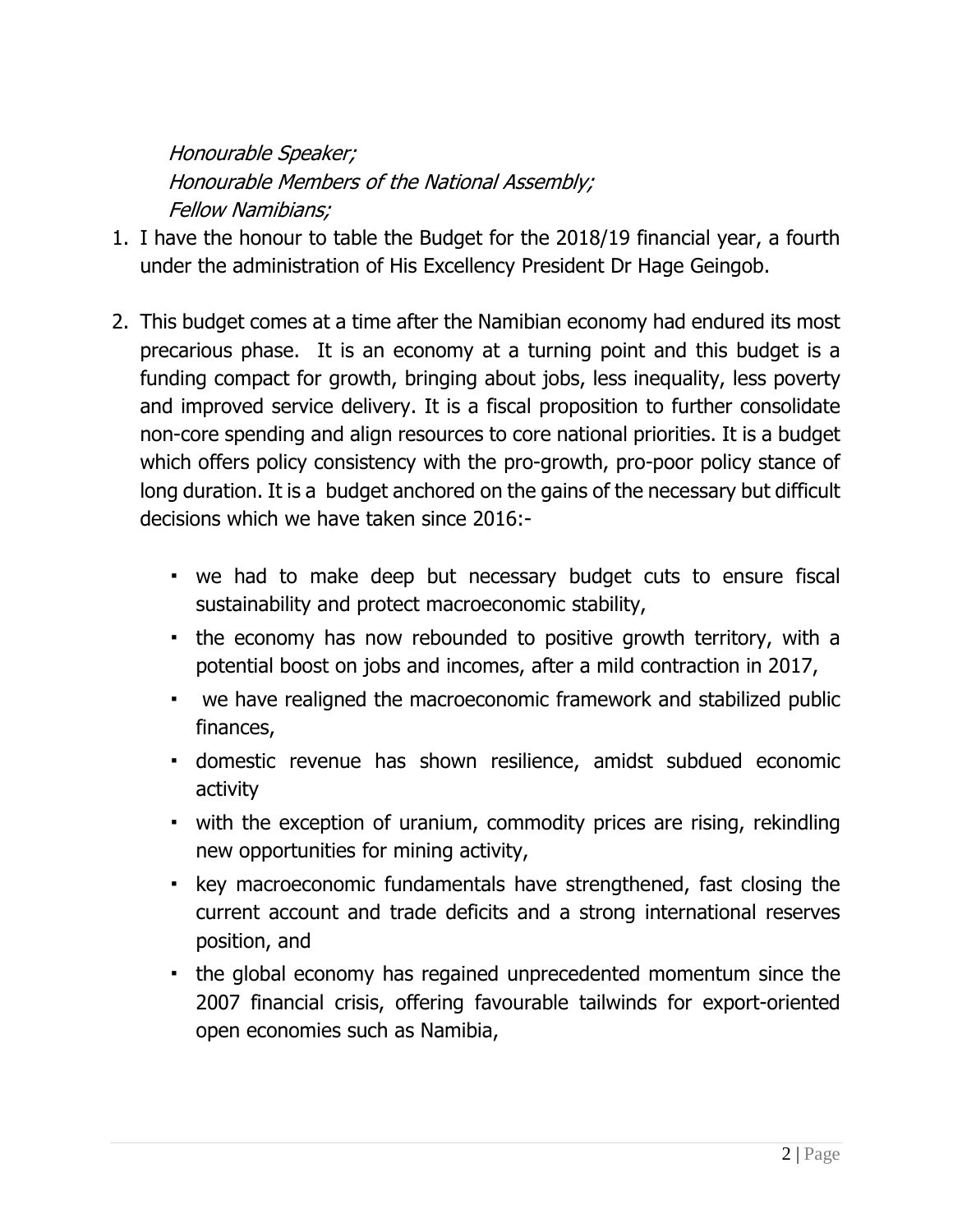*Honourable Speaker;*
*Honourable Members of the National Assembly;*
*Fellow Namibians;*

1. I have the honour to table the Budget for the 2018/19 financial year, a fourth under the administration of His Excellency President Dr Hage Geingob.

2. This budget comes at a time after the Namibian economy had endured its most precarious phase. It is an economy at a turning point and this budget is a funding compact for growth, bringing about jobs, less inequality, less poverty and improved service delivery. It is a fiscal proposition to further consolidate non-core spending and align resources to core national priorities. It is a budget which offers policy consistency with the pro-growth, pro-poor policy stance of long duration. It is a budget anchored on the gains of the necessary but difficult decisions which we have taken since 2016:-

   - we had to make deep but necessary budget cuts to ensure fiscal sustainability and protect macroeconomic stability,
   - the economy has now rebounded to positive growth territory, with a potential boost on jobs and incomes, after a mild contraction in 2017,
   - we have realigned the macroeconomic framework and stabilized public finances,
   - domestic revenue has shown resilience, amidst subdued economic activity
   - with the exception of uranium, commodity prices are rising, rekindling new opportunities for mining activity,
   - key macroeconomic fundamentals have strengthened, fast closing the current account and trade deficits and a strong international reserves position, and
   - the global economy has regained unprecedented momentum since the 2007 financial crisis, offering favourable tailwinds for export-oriented open economies such as Namibia,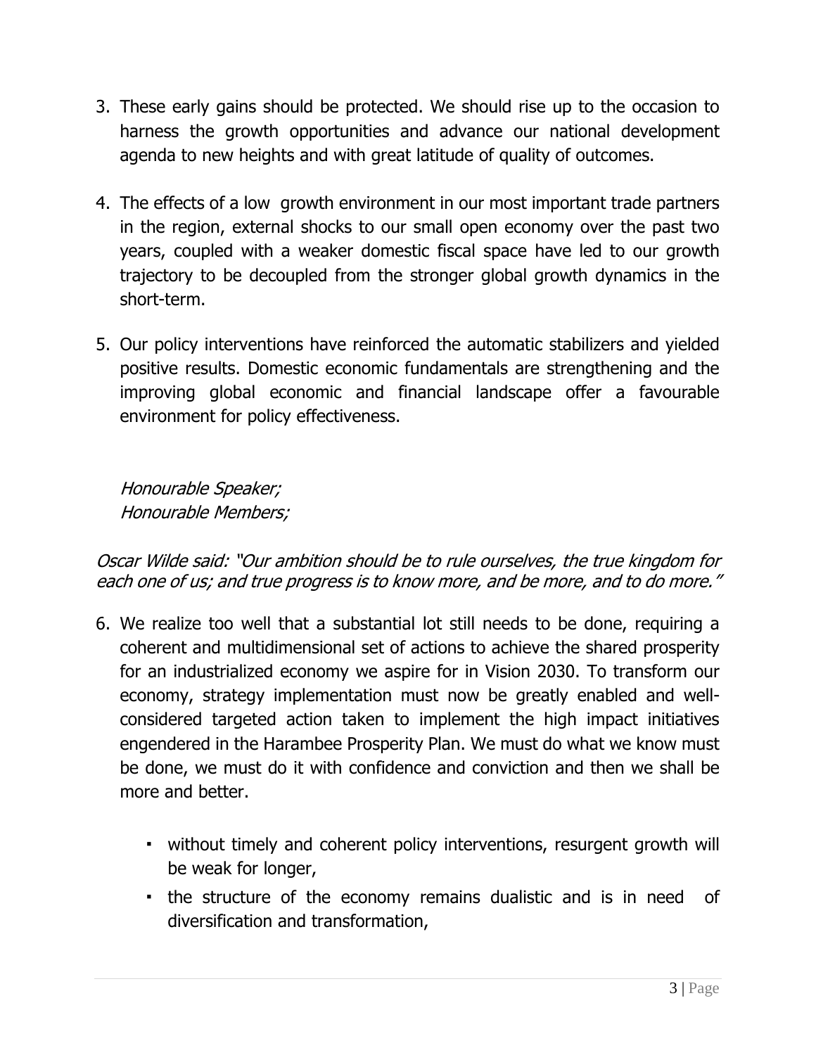3. These early gains should be protected. We should rise up to the occasion to harness the growth opportunities and advance our national development agenda to new heights and with great latitude of quality of outcomes.

4. The effects of a low growth environment in our most important trade partners in the region, external shocks to our small open economy over the past two years, coupled with a weaker domestic fiscal space have led to our growth trajectory to be decoupled from the stronger global growth dynamics in the short-term.

5. Our policy interventions have reinforced the automatic stabilizers and yielded positive results. Domestic economic fundamentals are strengthening and the improving global economic and financial landscape offer a favourable environment for policy effectiveness.

*Honourable Speaker;*
*Honourable Members;*

*Oscar Wilde said: "Our ambition should be to rule ourselves, the true kingdom for each one of us; and true progress is to know more, and be more, and to do more."*

6. We realize too well that a substantial lot still needs to be done, requiring a coherent and multidimensional set of actions to achieve the shared prosperity for an industrialized economy we aspire for in Vision 2030. To transform our economy, strategy implementation must now be greatly enabled and well-considered targeted action taken to implement the high impact initiatives engendered in the Harambee Prosperity Plan. We must do what we know must be done, we must do it with confidence and conviction and then we shall be more and better.

   - without timely and coherent policy interventions, resurgent growth will be weak for longer,
   - the structure of the economy remains dualistic and is in need of diversification and transformation,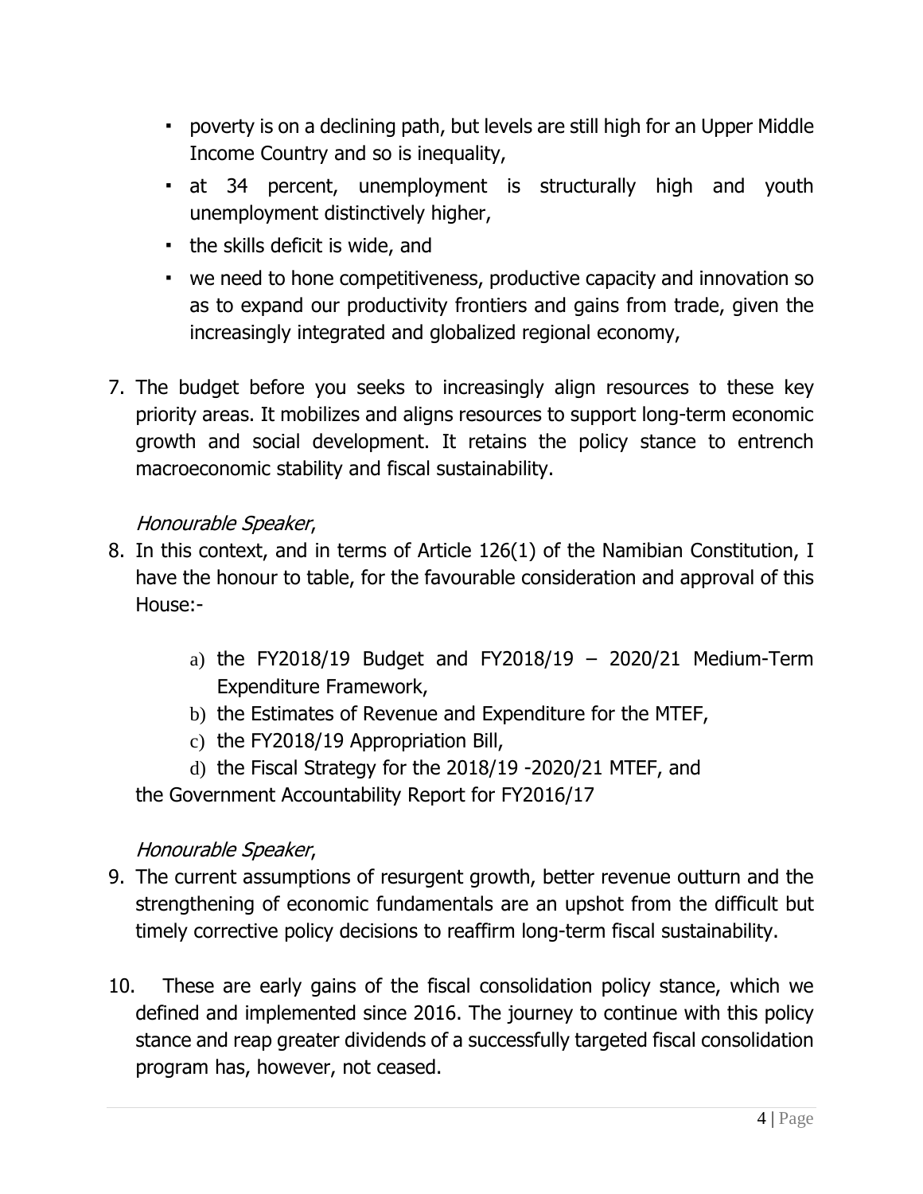- poverty is on a declining path, but levels are still high for an Upper Middle Income Country and so is inequality,
- at 34 percent, unemployment is structurally high and youth unemployment distinctively higher,
- the skills deficit is wide, and
- we need to hone competitiveness, productive capacity and innovation so as to expand our productivity frontiers and gains from trade, given the increasingly integrated and globalized regional economy,

7. The budget before you seeks to increasingly align resources to these key priority areas. It mobilizes and aligns resources to support long-term economic growth and social development. It retains the policy stance to entrench macroeconomic stability and fiscal sustainability.

*Honourable Speaker*,

8. In this context, and in terms of Article 126(1) of the Namibian Constitution, I have the honour to table, for the favourable consideration and approval of this House:-

    a) the FY2018/19 Budget and FY2018/19 – 2020/21 Medium-Term Expenditure Framework,
    b) the Estimates of Revenue and Expenditure for the MTEF,
    c) the FY2018/19 Appropriation Bill,
    d) the Fiscal Strategy for the 2018/19 -2020/21 MTEF, and

    the Government Accountability Report for FY2016/17

*Honourable Speaker*,

9. The current assumptions of resurgent growth, better revenue outturn and the strengthening of economic fundamentals are an upshot from the difficult but timely corrective policy decisions to reaffirm long-term fiscal sustainability.

10. These are early gains of the fiscal consolidation policy stance, which we defined and implemented since 2016. The journey to continue with this policy stance and reap greater dividends of a successfully targeted fiscal consolidation program has, however, not ceased.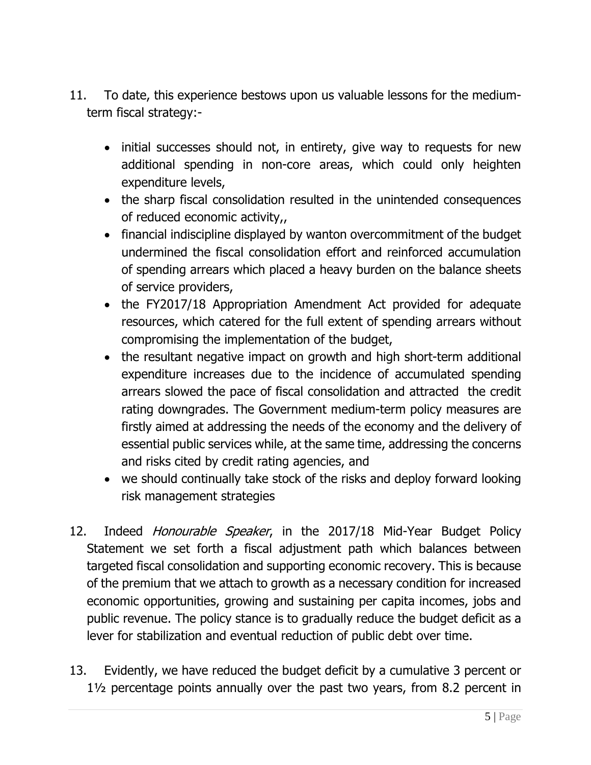11. To date, this experience bestows upon us valuable lessons for the medium-term fiscal strategy:-

    - initial successes should not, in entirety, give way to requests for new additional spending in non-core areas, which could only heighten expenditure levels,
    - the sharp fiscal consolidation resulted in the unintended consequences of reduced economic activity,,
    - financial indiscipline displayed by wanton overcommitment of the budget undermined the fiscal consolidation effort and reinforced accumulation of spending arrears which placed a heavy burden on the balance sheets of service providers,
    - the FY2017/18 Appropriation Amendment Act provided for adequate resources, which catered for the full extent of spending arrears without compromising the implementation of the budget,
    - the resultant negative impact on growth and high short-term additional expenditure increases due to the incidence of accumulated spending arrears slowed the pace of fiscal consolidation and attracted the credit rating downgrades. The Government medium-term policy measures are firstly aimed at addressing the needs of the economy and the delivery of essential public services while, at the same time, addressing the concerns and risks cited by credit rating agencies, and
    - we should continually take stock of the risks and deploy forward looking risk management strategies

12. Indeed *Honourable Speaker*, in the 2017/18 Mid-Year Budget Policy Statement we set forth a fiscal adjustment path which balances between targeted fiscal consolidation and supporting economic recovery. This is because of the premium that we attach to growth as a necessary condition for increased economic opportunities, growing and sustaining per capita incomes, jobs and public revenue. The policy stance is to gradually reduce the budget deficit as a lever for stabilization and eventual reduction of public debt over time.

13. Evidently, we have reduced the budget deficit by a cumulative 3 percent or 1½ percentage points annually over the past two years, from 8.2 percent in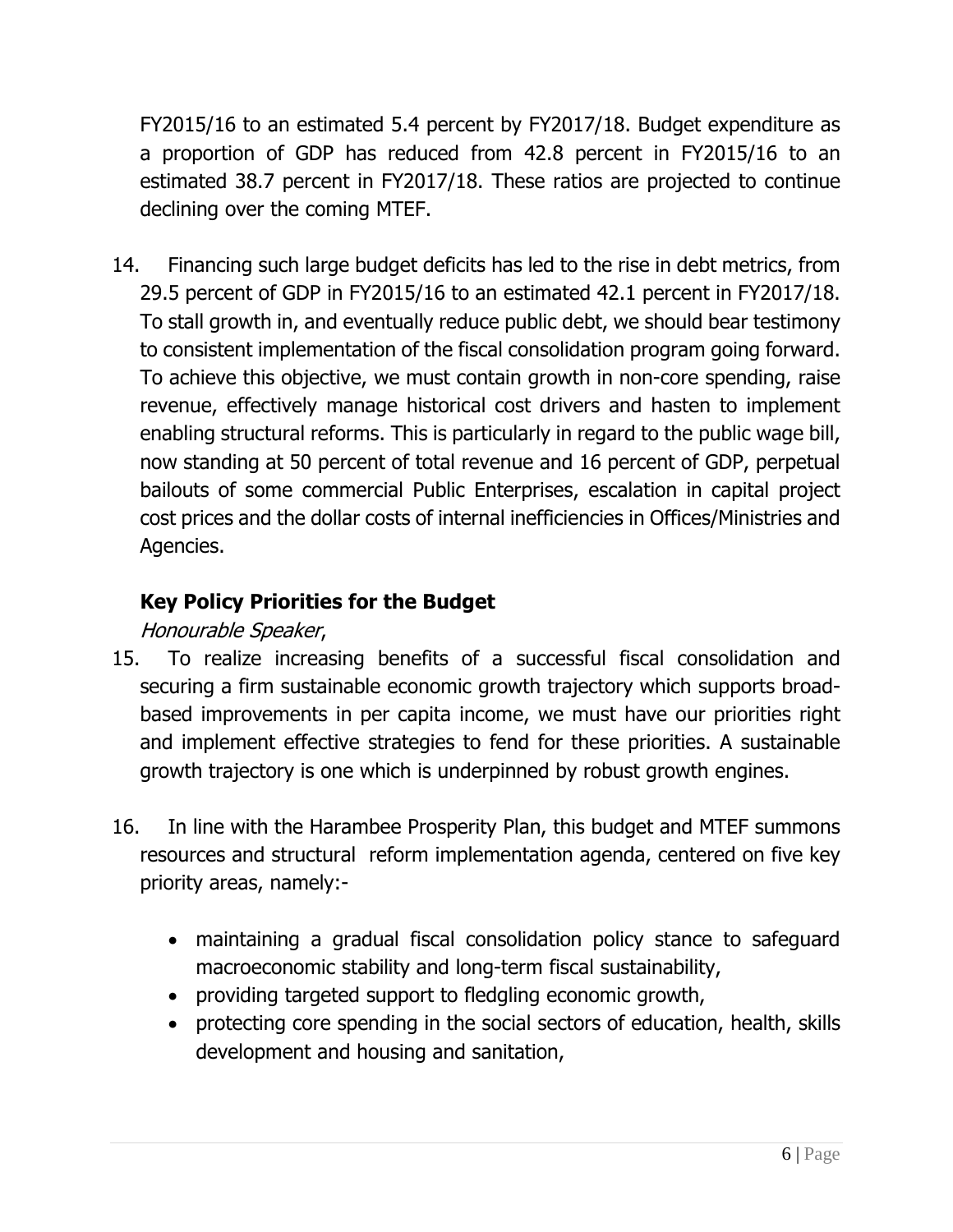FY2015/16 to an estimated 5.4 percent by FY2017/18. Budget expenditure as a proportion of GDP has reduced from 42.8 percent in FY2015/16 to an estimated 38.7 percent in FY2017/18. These ratios are projected to continue declining over the coming MTEF.

14. Financing such large budget deficits has led to the rise in debt metrics, from 29.5 percent of GDP in FY2015/16 to an estimated 42.1 percent in FY2017/18. To stall growth in, and eventually reduce public debt, we should bear testimony to consistent implementation of the fiscal consolidation program going forward. To achieve this objective, we must contain growth in non-core spending, raise revenue, effectively manage historical cost drivers and hasten to implement enabling structural reforms. This is particularly in regard to the public wage bill, now standing at 50 percent of total revenue and 16 percent of GDP, perpetual bailouts of some commercial Public Enterprises, escalation in capital project cost prices and the dollar costs of internal inefficiencies in Offices/Ministries and Agencies.

## Key Policy Priorities for the Budget

*Honourable Speaker*,

15. To realize increasing benefits of a successful fiscal consolidation and securing a firm sustainable economic growth trajectory which supports broad-based improvements in per capita income, we must have our priorities right and implement effective strategies to fend for these priorities. A sustainable growth trajectory is one which is underpinned by robust growth engines.

16. In line with the Harambee Prosperity Plan, this budget and MTEF summons resources and structural reform implementation agenda, centered on five key priority areas, namely:-

   - maintaining a gradual fiscal consolidation policy stance to safeguard macroeconomic stability and long-term fiscal sustainability,
   - providing targeted support to fledgling economic growth,
   - protecting core spending in the social sectors of education, health, skills development and housing and sanitation,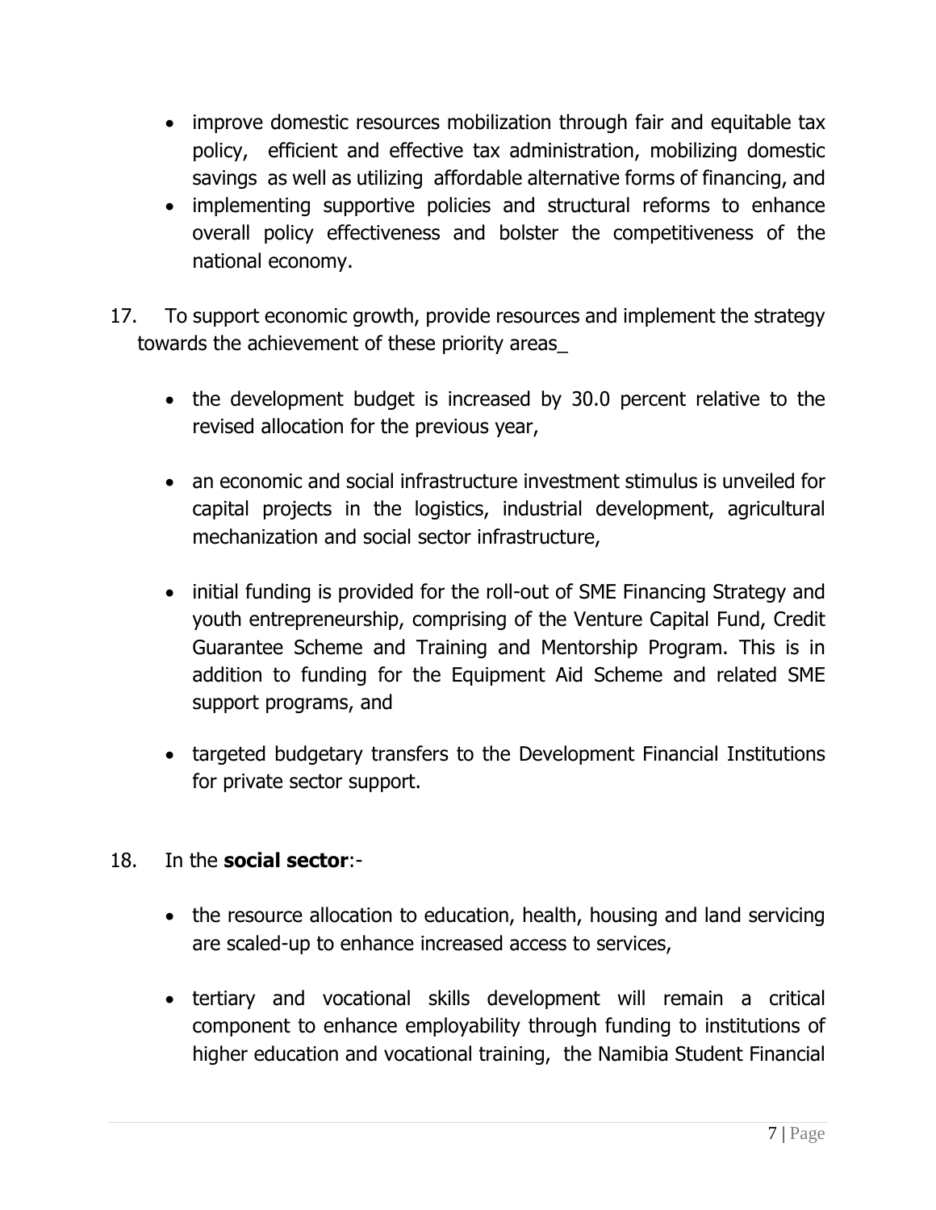- improve domestic resources mobilization through fair and equitable tax policy, efficient and effective tax administration, mobilizing domestic savings as well as utilizing affordable alternative forms of financing, and
- implementing supportive policies and structural reforms to enhance overall policy effectiveness and bolster the competitiveness of the national economy.

17. To support economic growth, provide resources and implement the strategy towards the achievement of these priority areas_

    - the development budget is increased by 30.0 percent relative to the revised allocation for the previous year,
    - an economic and social infrastructure investment stimulus is unveiled for capital projects in the logistics, industrial development, agricultural mechanization and social sector infrastructure,
    - initial funding is provided for the roll-out of SME Financing Strategy and youth entrepreneurship, comprising of the Venture Capital Fund, Credit Guarantee Scheme and Training and Mentorship Program. This is in addition to funding for the Equipment Aid Scheme and related SME support programs, and
    - targeted budgetary transfers to the Development Financial Institutions for private sector support.

18. In the **social sector**:-

    - the resource allocation to education, health, housing and land servicing are scaled-up to enhance increased access to services,
    - tertiary and vocational skills development will remain a critical component to enhance employability through funding to institutions of higher education and vocational training, the Namibia Student Financial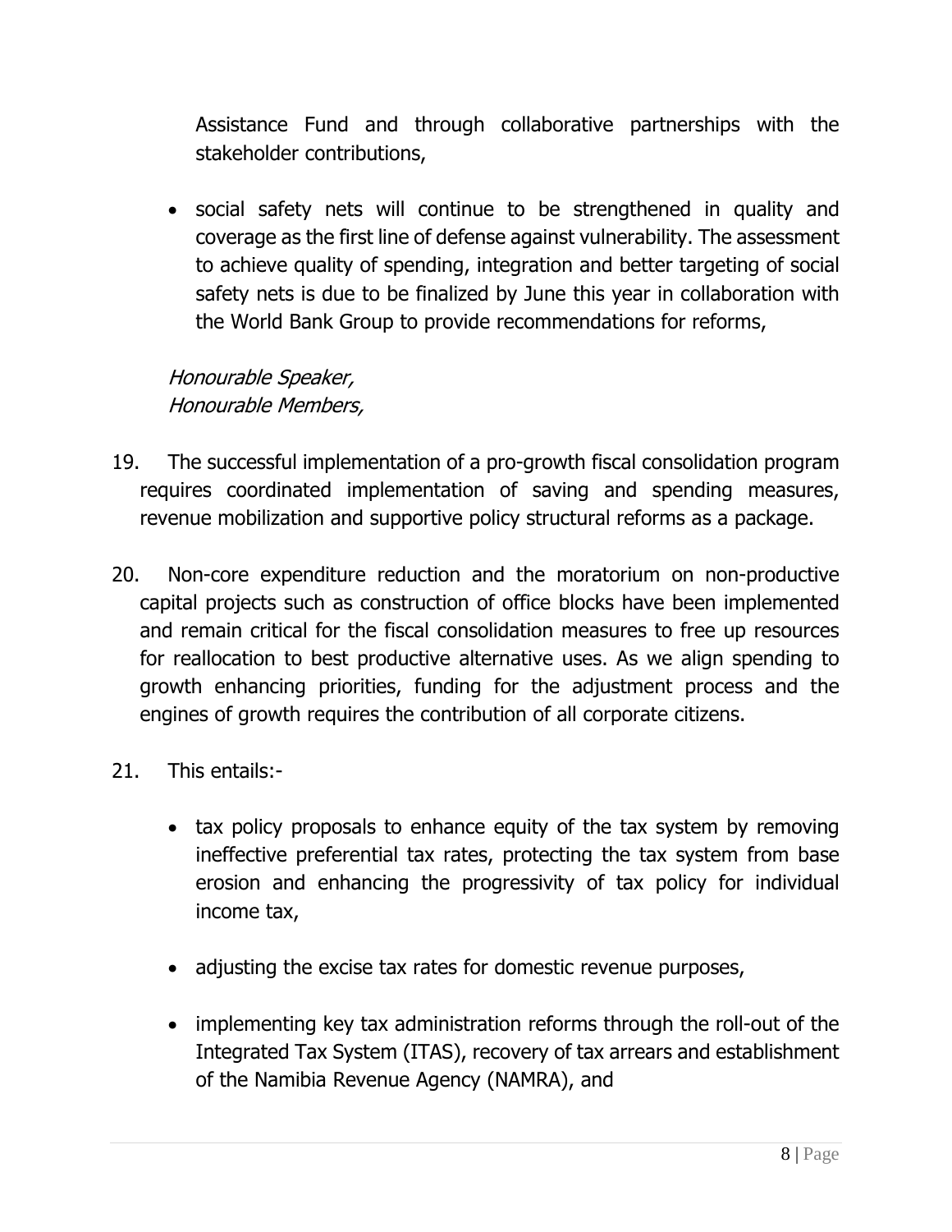Assistance Fund and through collaborative partnerships with the stakeholder contributions,

- social safety nets will continue to be strengthened in quality and coverage as the first line of defense against vulnerability. The assessment to achieve quality of spending, integration and better targeting of social safety nets is due to be finalized by June this year in collaboration with the World Bank Group to provide recommendations for reforms,

*Honourable Speaker,*
*Honourable Members,*

19. The successful implementation of a pro-growth fiscal consolidation program requires coordinated implementation of saving and spending measures, revenue mobilization and supportive policy structural reforms as a package.

20. Non-core expenditure reduction and the moratorium on non-productive capital projects such as construction of office blocks have been implemented and remain critical for the fiscal consolidation measures to free up resources for reallocation to best productive alternative uses. As we align spending to growth enhancing priorities, funding for the adjustment process and the engines of growth requires the contribution of all corporate citizens.

21. This entails:-

- tax policy proposals to enhance equity of the tax system by removing ineffective preferential tax rates, protecting the tax system from base erosion and enhancing the progressivity of tax policy for individual income tax,

- adjusting the excise tax rates for domestic revenue purposes,

- implementing key tax administration reforms through the roll-out of the Integrated Tax System (ITAS), recovery of tax arrears and establishment of the Namibia Revenue Agency (NAMRA), and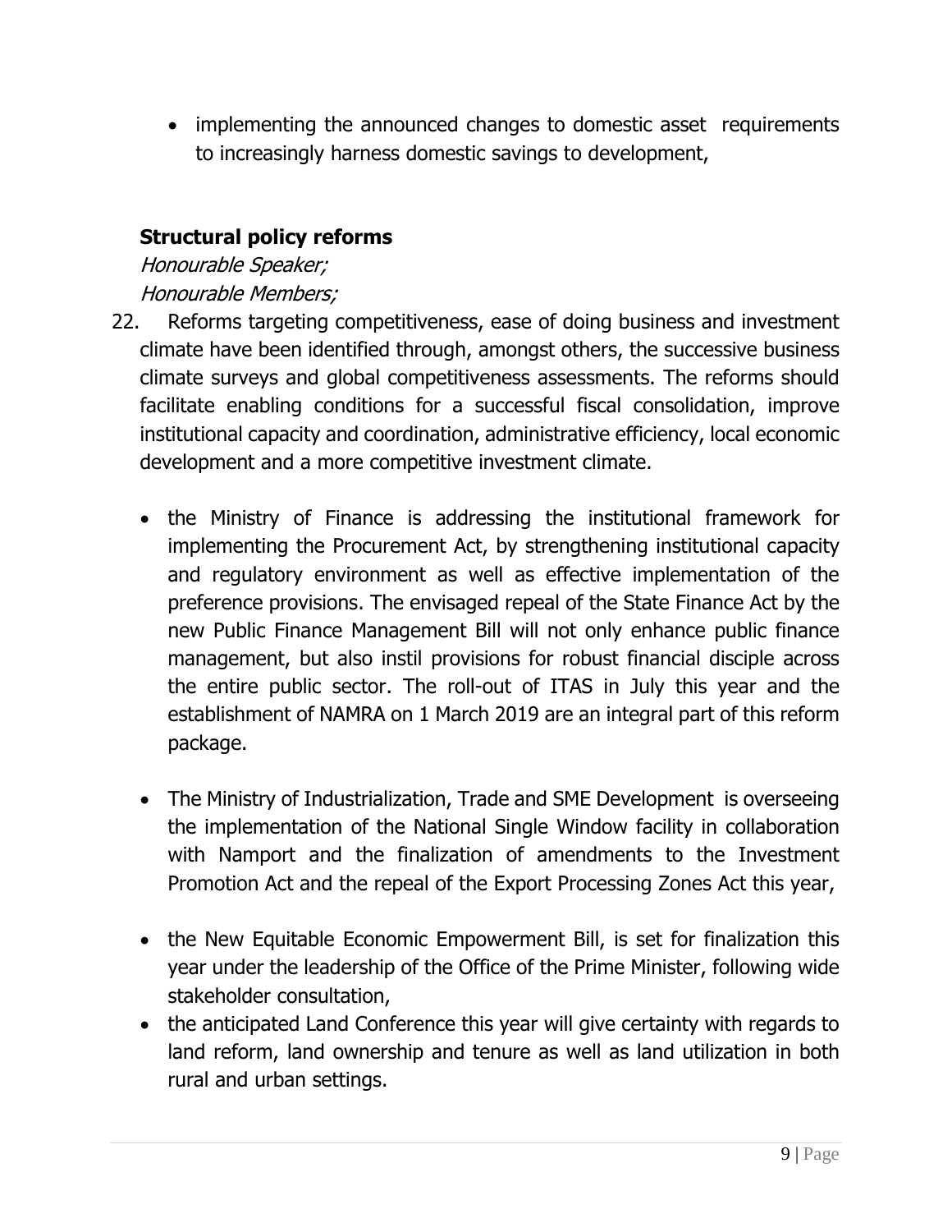- implementing the announced changes to domestic asset requirements to increasingly harness domestic savings to development,

### Structural policy reforms

*Honourable Speaker;*
*Honourable Members;*

22. Reforms targeting competitiveness, ease of doing business and investment climate have been identified through, amongst others, the successive business climate surveys and global competitiveness assessments. The reforms should facilitate enabling conditions for a successful fiscal consolidation, improve institutional capacity and coordination, administrative efficiency, local economic development and a more competitive investment climate.

    - the Ministry of Finance is addressing the institutional framework for implementing the Procurement Act, by strengthening institutional capacity and regulatory environment as well as effective implementation of the preference provisions. The envisaged repeal of the State Finance Act by the new Public Finance Management Bill will not only enhance public finance management, but also instil provisions for robust financial disciple across the entire public sector. The roll-out of ITAS in July this year and the establishment of NAMRA on 1 March 2019 are an integral part of this reform package.

    - The Ministry of Industrialization, Trade and SME Development is overseeing the implementation of the National Single Window facility in collaboration with Namport and the finalization of amendments to the Investment Promotion Act and the repeal of the Export Processing Zones Act this year,

    - the New Equitable Economic Empowerment Bill, is set for finalization this year under the leadership of the Office of the Prime Minister, following wide stakeholder consultation,
    - the anticipated Land Conference this year will give certainty with regards to land reform, land ownership and tenure as well as land utilization in both rural and urban settings.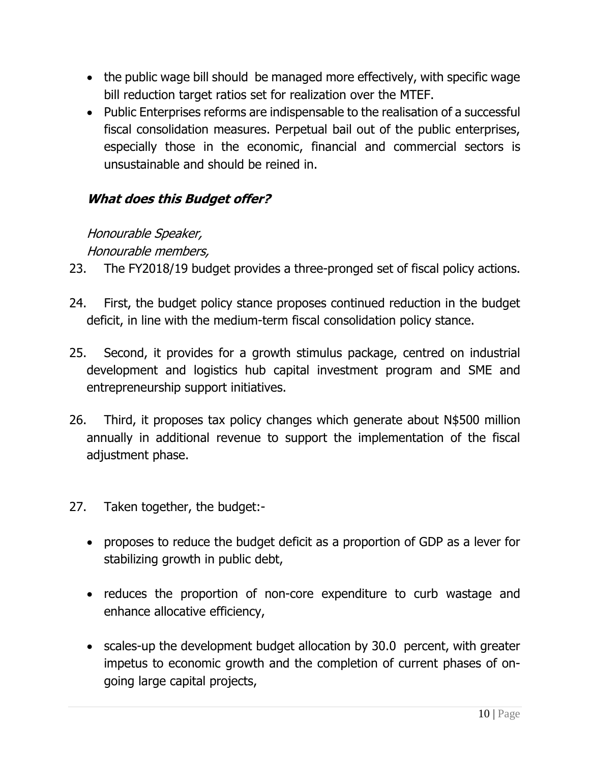- the public wage bill should be managed more effectively, with specific wage bill reduction target ratios set for realization over the MTEF.
- Public Enterprises reforms are indispensable to the realisation of a successful fiscal consolidation measures. Perpetual bail out of the public enterprises, especially those in the economic, financial and commercial sectors is unsustainable and should be reined in.

### ***What does this Budget offer?***

*Honourable Speaker,*
*Honourable members,*

23. The FY2018/19 budget provides a three-pronged set of fiscal policy actions.

24. First, the budget policy stance proposes continued reduction in the budget deficit, in line with the medium-term fiscal consolidation policy stance.

25. Second, it provides for a growth stimulus package, centred on industrial development and logistics hub capital investment program and SME and entrepreneurship support initiatives.

26. Third, it proposes tax policy changes which generate about N$500 million annually in additional revenue to support the implementation of the fiscal adjustment phase.

27. Taken together, the budget:-

    - proposes to reduce the budget deficit as a proportion of GDP as a lever for stabilizing growth in public debt,

    - reduces the proportion of non-core expenditure to curb wastage and enhance allocative efficiency,

    - scales-up the development budget allocation by 30.0 percent, with greater impetus to economic growth and the completion of current phases of on-going large capital projects,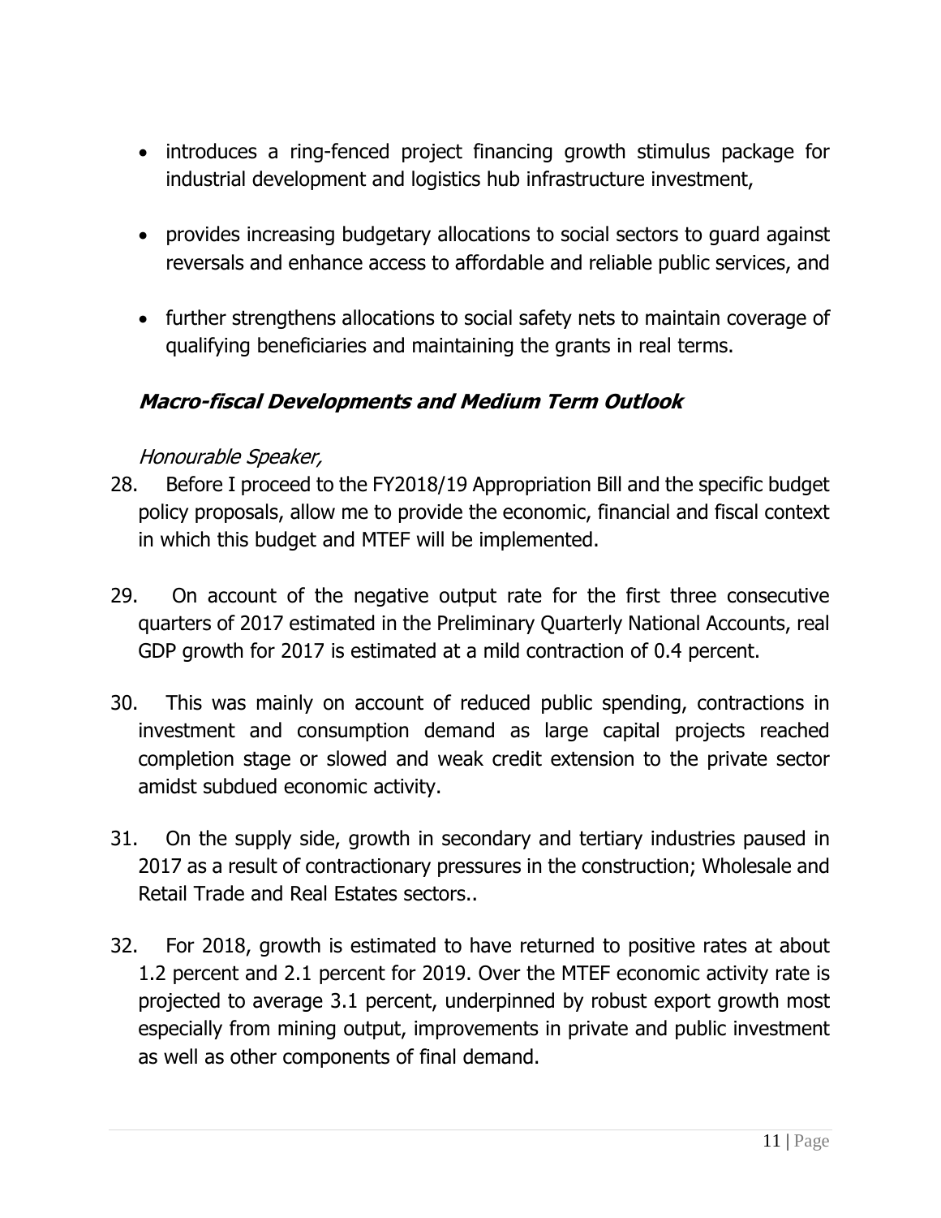- introduces a ring-fenced project financing growth stimulus package for industrial development and logistics hub infrastructure investment,

- provides increasing budgetary allocations to social sectors to guard against reversals and enhance access to affordable and reliable public services, and

- further strengthens allocations to social safety nets to maintain coverage of qualifying beneficiaries and maintaining the grants in real terms.

### ***Macro-fiscal Developments and Medium Term Outlook***

*Honourable Speaker,*

28. Before I proceed to the FY2018/19 Appropriation Bill and the specific budget policy proposals, allow me to provide the economic, financial and fiscal context in which this budget and MTEF will be implemented.

29. On account of the negative output rate for the first three consecutive quarters of 2017 estimated in the Preliminary Quarterly National Accounts, real GDP growth for 2017 is estimated at a mild contraction of 0.4 percent.

30. This was mainly on account of reduced public spending, contractions in investment and consumption demand as large capital projects reached completion stage or slowed and weak credit extension to the private sector amidst subdued economic activity.

31. On the supply side, growth in secondary and tertiary industries paused in 2017 as a result of contractionary pressures in the construction; Wholesale and Retail Trade and Real Estates sectors..

32. For 2018, growth is estimated to have returned to positive rates at about 1.2 percent and 2.1 percent for 2019. Over the MTEF economic activity rate is projected to average 3.1 percent, underpinned by robust export growth most especially from mining output, improvements in private and public investment as well as other components of final demand.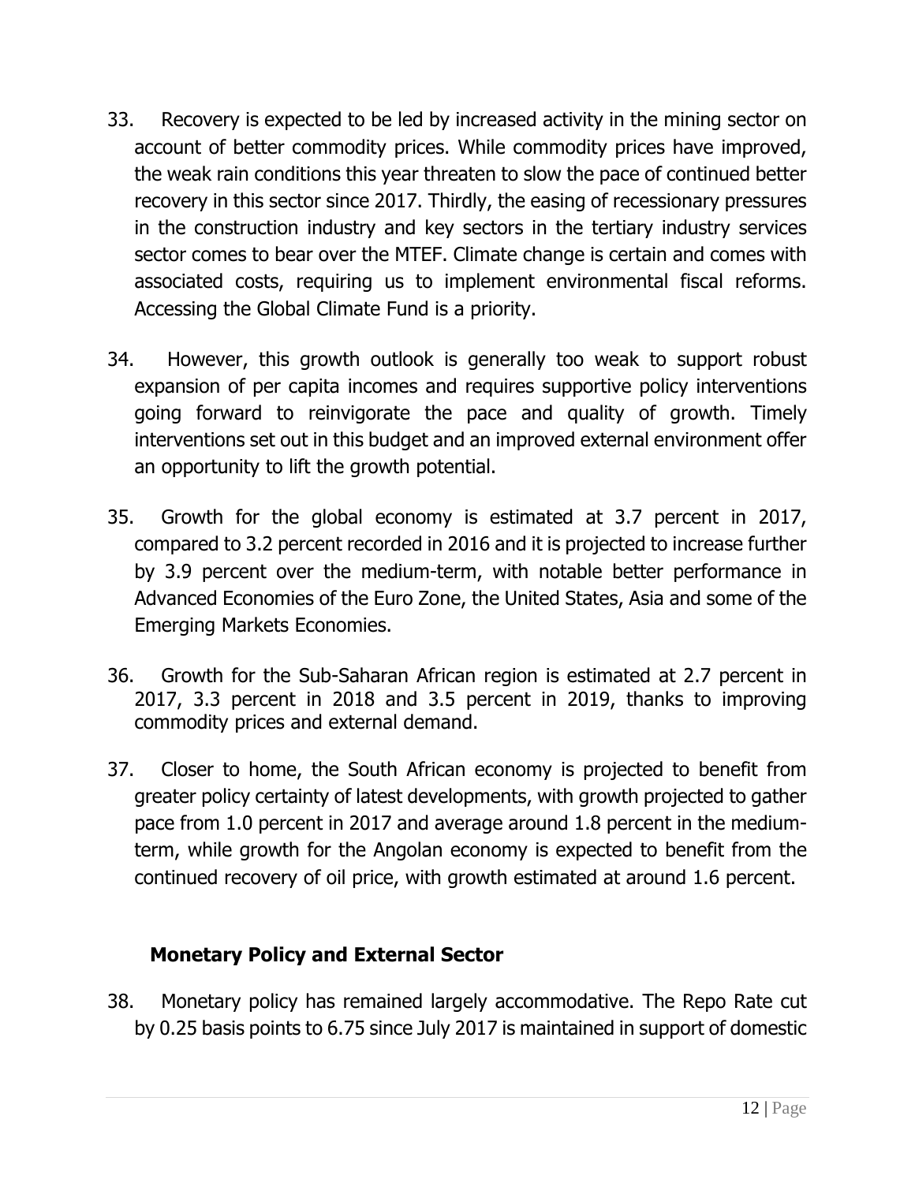33. Recovery is expected to be led by increased activity in the mining sector on account of better commodity prices. While commodity prices have improved, the weak rain conditions this year threaten to slow the pace of continued better recovery in this sector since 2017. Thirdly, the easing of recessionary pressures in the construction industry and key sectors in the tertiary industry services sector comes to bear over the MTEF. Climate change is certain and comes with associated costs, requiring us to implement environmental fiscal reforms. Accessing the Global Climate Fund is a priority.

34. However, this growth outlook is generally too weak to support robust expansion of per capita incomes and requires supportive policy interventions going forward to reinvigorate the pace and quality of growth. Timely interventions set out in this budget and an improved external environment offer an opportunity to lift the growth potential.

35. Growth for the global economy is estimated at 3.7 percent in 2017, compared to 3.2 percent recorded in 2016 and it is projected to increase further by 3.9 percent over the medium-term, with notable better performance in Advanced Economies of the Euro Zone, the United States, Asia and some of the Emerging Markets Economies.

36. Growth for the Sub-Saharan African region is estimated at 2.7 percent in 2017, 3.3 percent in 2018 and 3.5 percent in 2019, thanks to improving commodity prices and external demand.

37. Closer to home, the South African economy is projected to benefit from greater policy certainty of latest developments, with growth projected to gather pace from 1.0 percent in 2017 and average around 1.8 percent in the medium-term, while growth for the Angolan economy is expected to benefit from the continued recovery of oil price, with growth estimated at around 1.6 percent.

### Monetary Policy and External Sector

38. Monetary policy has remained largely accommodative. The Repo Rate cut by 0.25 basis points to 6.75 since July 2017 is maintained in support of domestic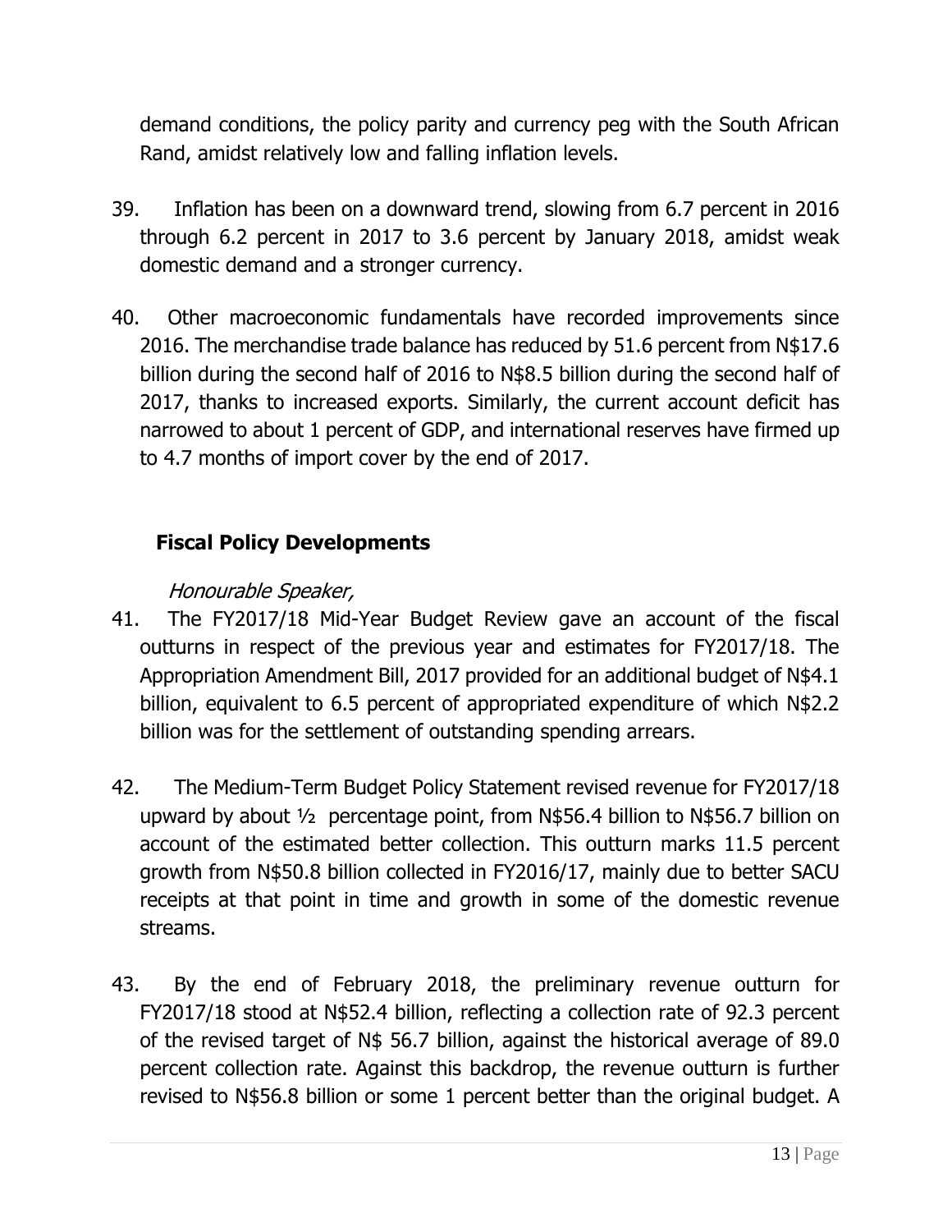demand conditions, the policy parity and currency peg with the South African Rand, amidst relatively low and falling inflation levels.

39. Inflation has been on a downward trend, slowing from 6.7 percent in 2016 through 6.2 percent in 2017 to 3.6 percent by January 2018, amidst weak domestic demand and a stronger currency.

40. Other macroeconomic fundamentals have recorded improvements since 2016. The merchandise trade balance has reduced by 51.6 percent from N$17.6 billion during the second half of 2016 to N$8.5 billion during the second half of 2017, thanks to increased exports. Similarly, the current account deficit has narrowed to about 1 percent of GDP, and international reserves have firmed up to 4.7 months of import cover by the end of 2017.

## Fiscal Policy Developments

*Honourable Speaker,*

41. The FY2017/18 Mid-Year Budget Review gave an account of the fiscal outturns in respect of the previous year and estimates for FY2017/18. The Appropriation Amendment Bill, 2017 provided for an additional budget of N$4.1 billion, equivalent to 6.5 percent of appropriated expenditure of which N$2.2 billion was for the settlement of outstanding spending arrears.

42. The Medium-Term Budget Policy Statement revised revenue for FY2017/18 upward by about ½ percentage point, from N$56.4 billion to N$56.7 billion on account of the estimated better collection. This outturn marks 11.5 percent growth from N$50.8 billion collected in FY2016/17, mainly due to better SACU receipts at that point in time and growth in some of the domestic revenue streams.

43. By the end of February 2018, the preliminary revenue outturn for FY2017/18 stood at N$52.4 billion, reflecting a collection rate of 92.3 percent of the revised target of N$ 56.7 billion, against the historical average of 89.0 percent collection rate. Against this backdrop, the revenue outturn is further revised to N$56.8 billion or some 1 percent better than the original budget. A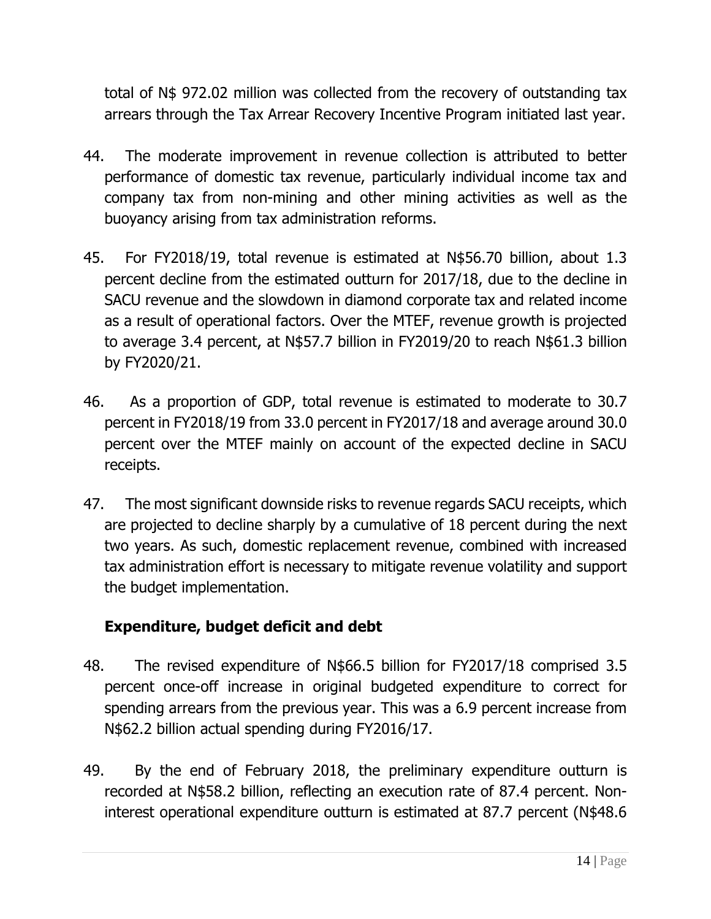total of N$ 972.02 million was collected from the recovery of outstanding tax arrears through the Tax Arrear Recovery Incentive Program initiated last year.

44. The moderate improvement in revenue collection is attributed to better performance of domestic tax revenue, particularly individual income tax and company tax from non-mining and other mining activities as well as the buoyancy arising from tax administration reforms.

45. For FY2018/19, total revenue is estimated at N$56.70 billion, about 1.3 percent decline from the estimated outturn for 2017/18, due to the decline in SACU revenue and the slowdown in diamond corporate tax and related income as a result of operational factors. Over the MTEF, revenue growth is projected to average 3.4 percent, at N$57.7 billion in FY2019/20 to reach N$61.3 billion by FY2020/21.

46. As a proportion of GDP, total revenue is estimated to moderate to 30.7 percent in FY2018/19 from 33.0 percent in FY2017/18 and average around 30.0 percent over the MTEF mainly on account of the expected decline in SACU receipts.

47. The most significant downside risks to revenue regards SACU receipts, which are projected to decline sharply by a cumulative of 18 percent during the next two years. As such, domestic replacement revenue, combined with increased tax administration effort is necessary to mitigate revenue volatility and support the budget implementation.

### Expenditure, budget deficit and debt

48. The revised expenditure of N$66.5 billion for FY2017/18 comprised 3.5 percent once-off increase in original budgeted expenditure to correct for spending arrears from the previous year. This was a 6.9 percent increase from N$62.2 billion actual spending during FY2016/17.

49. By the end of February 2018, the preliminary expenditure outturn is recorded at N$58.2 billion, reflecting an execution rate of 87.4 percent. Non-interest operational expenditure outturn is estimated at 87.7 percent (N$48.6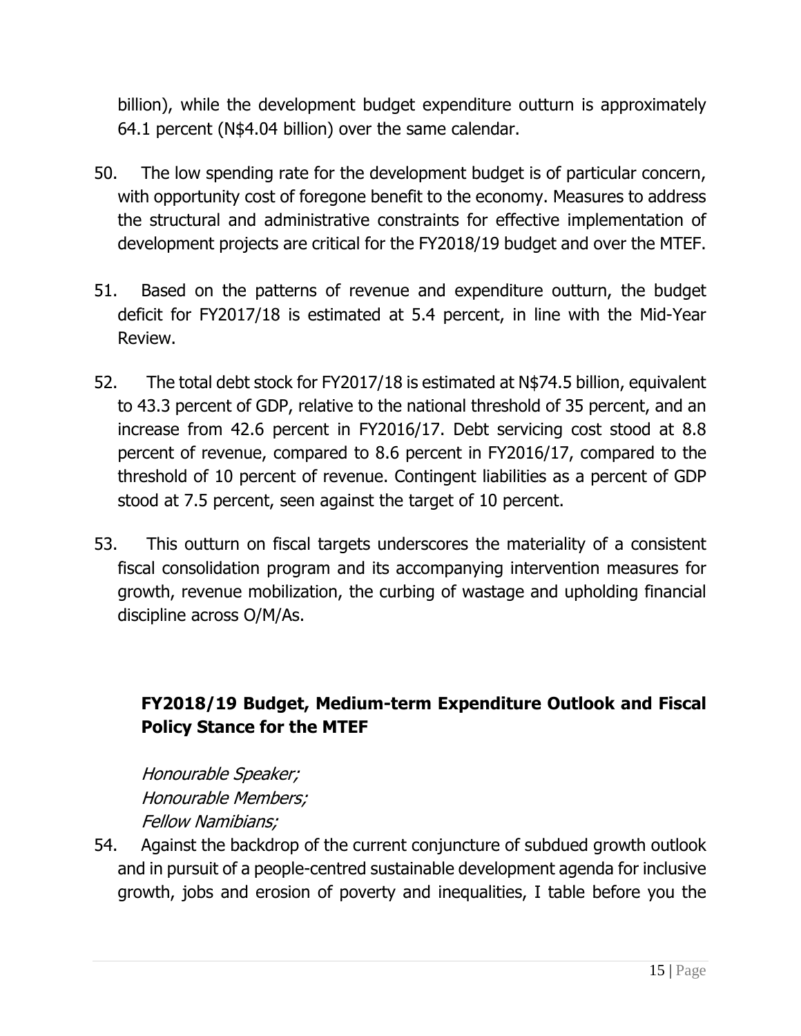billion), while the development budget expenditure outturn is approximately 64.1 percent (N$4.04 billion) over the same calendar.

50. The low spending rate for the development budget is of particular concern, with opportunity cost of foregone benefit to the economy. Measures to address the structural and administrative constraints for effective implementation of development projects are critical for the FY2018/19 budget and over the MTEF.

51. Based on the patterns of revenue and expenditure outturn, the budget deficit for FY2017/18 is estimated at 5.4 percent, in line with the Mid-Year Review.

52. The total debt stock for FY2017/18 is estimated at N$74.5 billion, equivalent to 43.3 percent of GDP, relative to the national threshold of 35 percent, and an increase from 42.6 percent in FY2016/17. Debt servicing cost stood at 8.8 percent of revenue, compared to 8.6 percent in FY2016/17, compared to the threshold of 10 percent of revenue. Contingent liabilities as a percent of GDP stood at 7.5 percent, seen against the target of 10 percent.

53. This outturn on fiscal targets underscores the materiality of a consistent fiscal consolidation program and its accompanying intervention measures for growth, revenue mobilization, the curbing of wastage and upholding financial discipline across O/M/As.

## FY2018/19 Budget, Medium-term Expenditure Outlook and Fiscal Policy Stance for the MTEF

*Honourable Speaker;*
*Honourable Members;*
*Fellow Namibians;*

54. Against the backdrop of the current conjuncture of subdued growth outlook and in pursuit of a people-centred sustainable development agenda for inclusive growth, jobs and erosion of poverty and inequalities, I table before you the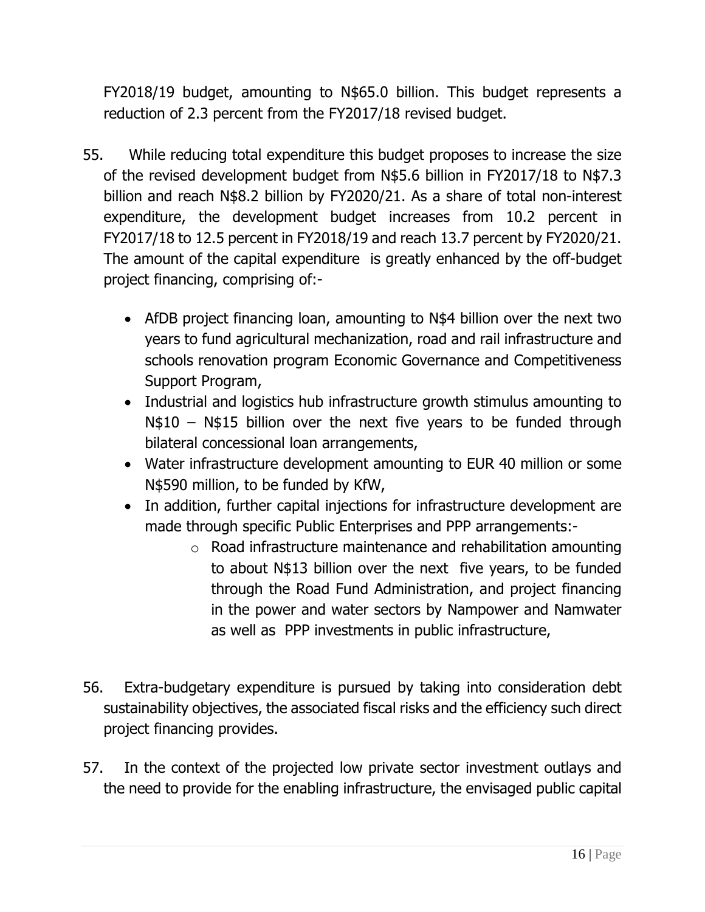FY2018/19 budget, amounting to N$65.0 billion. This budget represents a reduction of 2.3 percent from the FY2017/18 revised budget.

55. While reducing total expenditure this budget proposes to increase the size of the revised development budget from N$5.6 billion in FY2017/18 to N$7.3 billion and reach N$8.2 billion by FY2020/21. As a share of total non-interest expenditure, the development budget increases from 10.2 percent in FY2017/18 to 12.5 percent in FY2018/19 and reach 13.7 percent by FY2020/21. The amount of the capital expenditure is greatly enhanced by the off-budget project financing, comprising of:-

    - AfDB project financing loan, amounting to N$4 billion over the next two years to fund agricultural mechanization, road and rail infrastructure and schools renovation program Economic Governance and Competitiveness Support Program,
    - Industrial and logistics hub infrastructure growth stimulus amounting to N$10 – N$15 billion over the next five years to be funded through bilateral concessional loan arrangements,
    - Water infrastructure development amounting to EUR 40 million or some N$590 million, to be funded by KfW,
    - In addition, further capital injections for infrastructure development are made through specific Public Enterprises and PPP arrangements:-
        - Road infrastructure maintenance and rehabilitation amounting to about N$13 billion over the next five years, to be funded through the Road Fund Administration, and project financing in the power and water sectors by Nampower and Namwater as well as PPP investments in public infrastructure,

56. Extra-budgetary expenditure is pursued by taking into consideration debt sustainability objectives, the associated fiscal risks and the efficiency such direct project financing provides.

57. In the context of the projected low private sector investment outlays and the need to provide for the enabling infrastructure, the envisaged public capital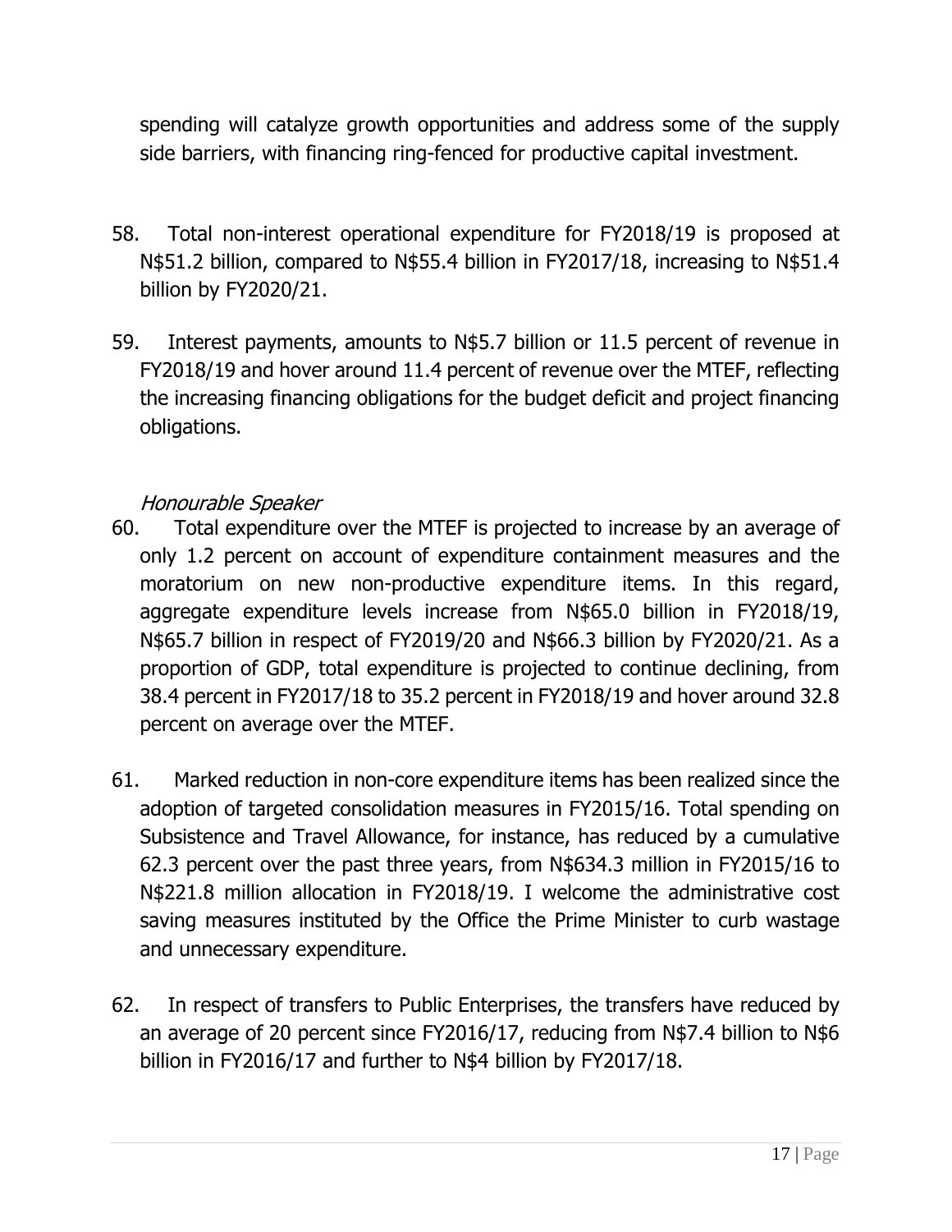spending will catalyze growth opportunities and address some of the supply side barriers, with financing ring-fenced for productive capital investment.

58. Total non-interest operational expenditure for FY2018/19 is proposed at N$51.2 billion, compared to N$55.4 billion in FY2017/18, increasing to N$51.4 billion by FY2020/21.

59. Interest payments, amounts to N$5.7 billion or 11.5 percent of revenue in FY2018/19 and hover around 11.4 percent of revenue over the MTEF, reflecting the increasing financing obligations for the budget deficit and project financing obligations.

*Honourable Speaker*

60. Total expenditure over the MTEF is projected to increase by an average of only 1.2 percent on account of expenditure containment measures and the moratorium on new non-productive expenditure items. In this regard, aggregate expenditure levels increase from N$65.0 billion in FY2018/19, N$65.7 billion in respect of FY2019/20 and N$66.3 billion by FY2020/21. As a proportion of GDP, total expenditure is projected to continue declining, from 38.4 percent in FY2017/18 to 35.2 percent in FY2018/19 and hover around 32.8 percent on average over the MTEF.

61. Marked reduction in non-core expenditure items has been realized since the adoption of targeted consolidation measures in FY2015/16. Total spending on Subsistence and Travel Allowance, for instance, has reduced by a cumulative 62.3 percent over the past three years, from N$634.3 million in FY2015/16 to N$221.8 million allocation in FY2018/19. I welcome the administrative cost saving measures instituted by the Office the Prime Minister to curb wastage and unnecessary expenditure.

62. In respect of transfers to Public Enterprises, the transfers have reduced by an average of 20 percent since FY2016/17, reducing from N$7.4 billion to N$6 billion in FY2016/17 and further to N$4 billion by FY2017/18.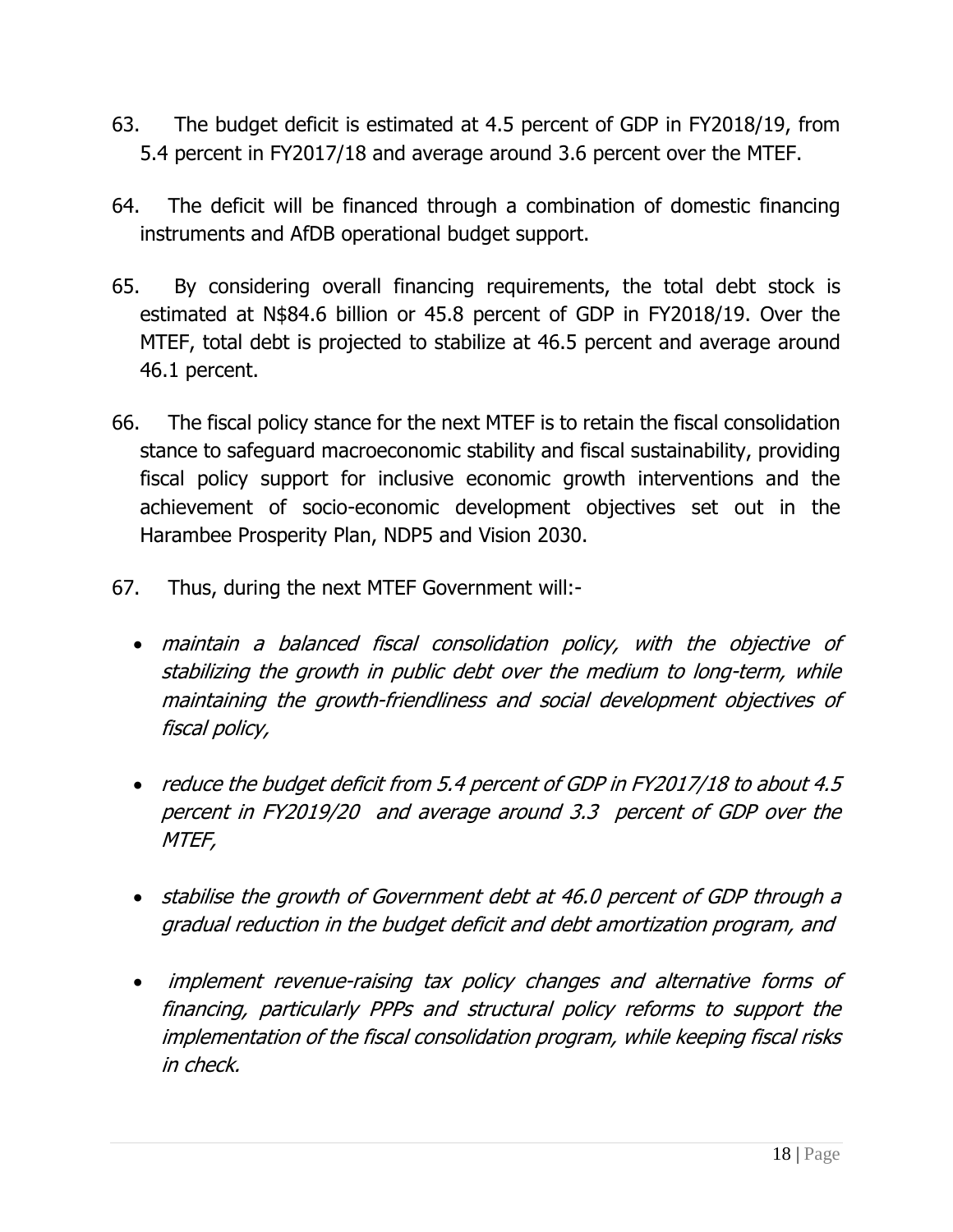63. The budget deficit is estimated at 4.5 percent of GDP in FY2018/19, from 5.4 percent in FY2017/18 and average around 3.6 percent over the MTEF.

64. The deficit will be financed through a combination of domestic financing instruments and AfDB operational budget support.

65. By considering overall financing requirements, the total debt stock is estimated at N$84.6 billion or 45.8 percent of GDP in FY2018/19. Over the MTEF, total debt is projected to stabilize at 46.5 percent and average around 46.1 percent.

66. The fiscal policy stance for the next MTEF is to retain the fiscal consolidation stance to safeguard macroeconomic stability and fiscal sustainability, providing fiscal policy support for inclusive economic growth interventions and the achievement of socio-economic development objectives set out in the Harambee Prosperity Plan, NDP5 and Vision 2030.

67. Thus, during the next MTEF Government will:-

- *maintain a balanced fiscal consolidation policy, with the objective of stabilizing the growth in public debt over the medium to long-term, while maintaining the growth-friendliness and social development objectives of fiscal policy,*
- *reduce the budget deficit from 5.4 percent of GDP in FY2017/18 to about 4.5 percent in FY2019/20 and average around 3.3 percent of GDP over the MTEF,*
- *stabilise the growth of Government debt at 46.0 percent of GDP through a gradual reduction in the budget deficit and debt amortization program, and*
- *implement revenue-raising tax policy changes and alternative forms of financing, particularly PPPs and structural policy reforms to support the implementation of the fiscal consolidation program, while keeping fiscal risks in check.*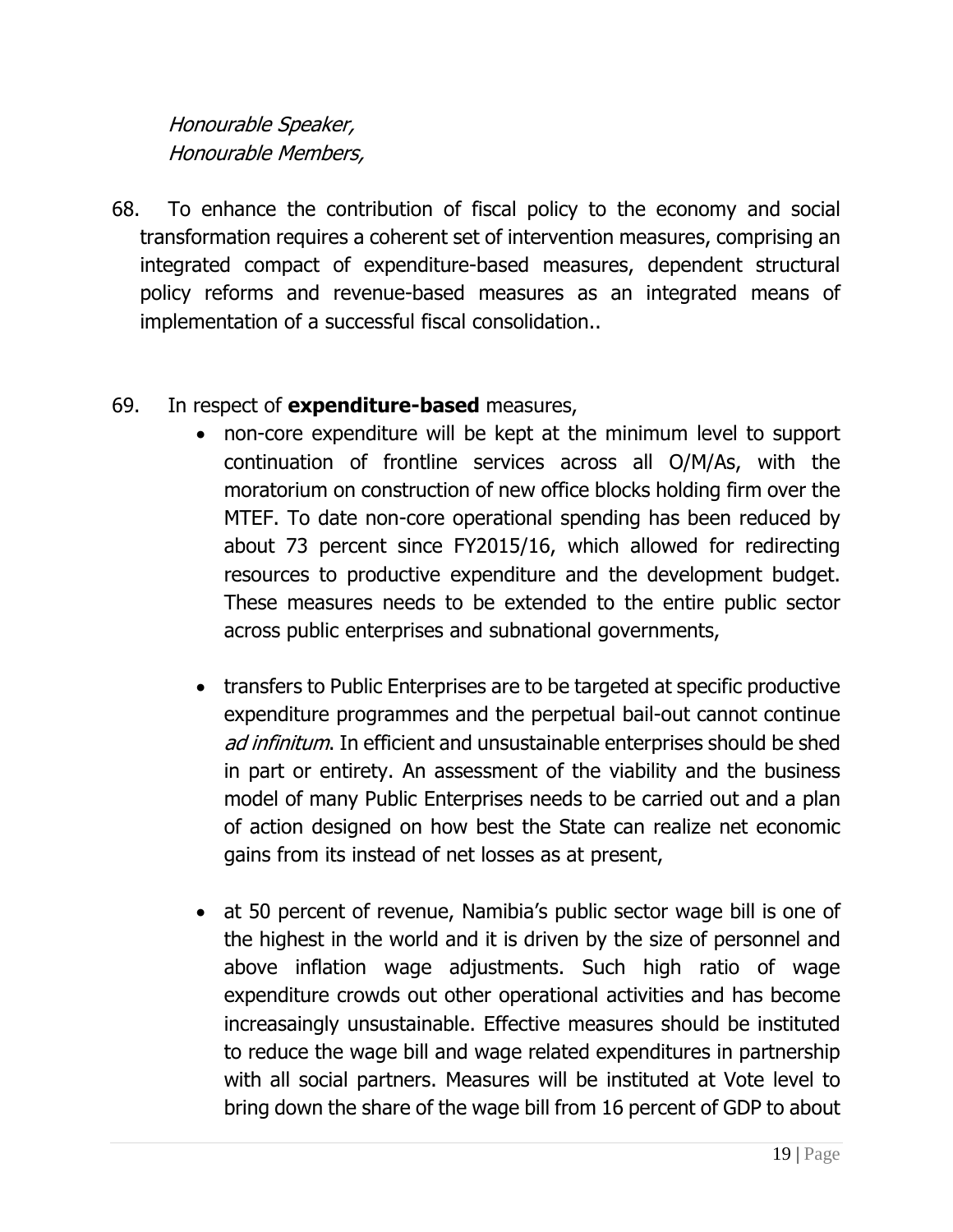*Honourable Speaker,*
*Honourable Members,*

68. To enhance the contribution of fiscal policy to the economy and social transformation requires a coherent set of intervention measures, comprising an integrated compact of expenditure-based measures, dependent structural policy reforms and revenue-based measures as an integrated means of implementation of a successful fiscal consolidation..

69. In respect of **expenditure-based** measures,

- non-core expenditure will be kept at the minimum level to support continuation of frontline services across all O/M/As, with the moratorium on construction of new office blocks holding firm over the MTEF. To date non-core operational spending has been reduced by about 73 percent since FY2015/16, which allowed for redirecting resources to productive expenditure and the development budget. These measures needs to be extended to the entire public sector across public enterprises and subnational governments,

- transfers to Public Enterprises are to be targeted at specific productive expenditure programmes and the perpetual bail-out cannot continue *ad infinitum*. In efficient and unsustainable enterprises should be shed in part or entirety. An assessment of the viability and the business model of many Public Enterprises needs to be carried out and a plan of action designed on how best the State can realize net economic gains from its instead of net losses as at present,

- at 50 percent of revenue, Namibia's public sector wage bill is one of the highest in the world and it is driven by the size of personnel and above inflation wage adjustments. Such high ratio of wage expenditure crowds out other operational activities and has become increasaingly unsustainable. Effective measures should be instituted to reduce the wage bill and wage related expenditures in partnership with all social partners. Measures will be instituted at Vote level to bring down the share of the wage bill from 16 percent of GDP to about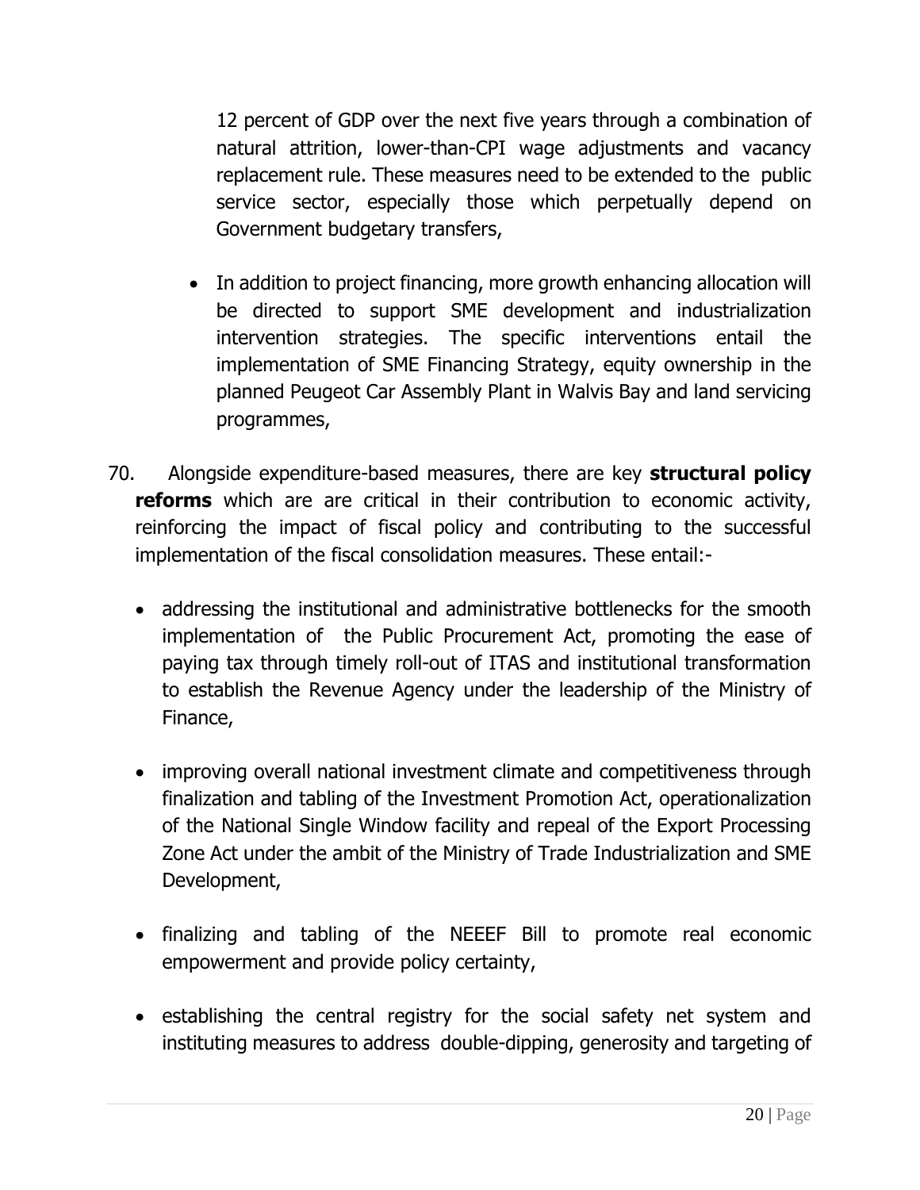12 percent of GDP over the next five years through a combination of natural attrition, lower-than-CPI wage adjustments and vacancy replacement rule. These measures need to be extended to the public service sector, especially those which perpetually depend on Government budgetary transfers,

- In addition to project financing, more growth enhancing allocation will be directed to support SME development and industrialization intervention strategies. The specific interventions entail the implementation of SME Financing Strategy, equity ownership in the planned Peugeot Car Assembly Plant in Walvis Bay and land servicing programmes,

70. Alongside expenditure-based measures, there are key **structural policy reforms** which are are critical in their contribution to economic activity, reinforcing the impact of fiscal policy and contributing to the successful implementation of the fiscal consolidation measures. These entail:-

- addressing the institutional and administrative bottlenecks for the smooth implementation of the Public Procurement Act, promoting the ease of paying tax through timely roll-out of ITAS and institutional transformation to establish the Revenue Agency under the leadership of the Ministry of Finance,

- improving overall national investment climate and competitiveness through finalization and tabling of the Investment Promotion Act, operationalization of the National Single Window facility and repeal of the Export Processing Zone Act under the ambit of the Ministry of Trade Industrialization and SME Development,

- finalizing and tabling of the NEEEF Bill to promote real economic empowerment and provide policy certainty,

- establishing the central registry for the social safety net system and instituting measures to address double-dipping, generosity and targeting of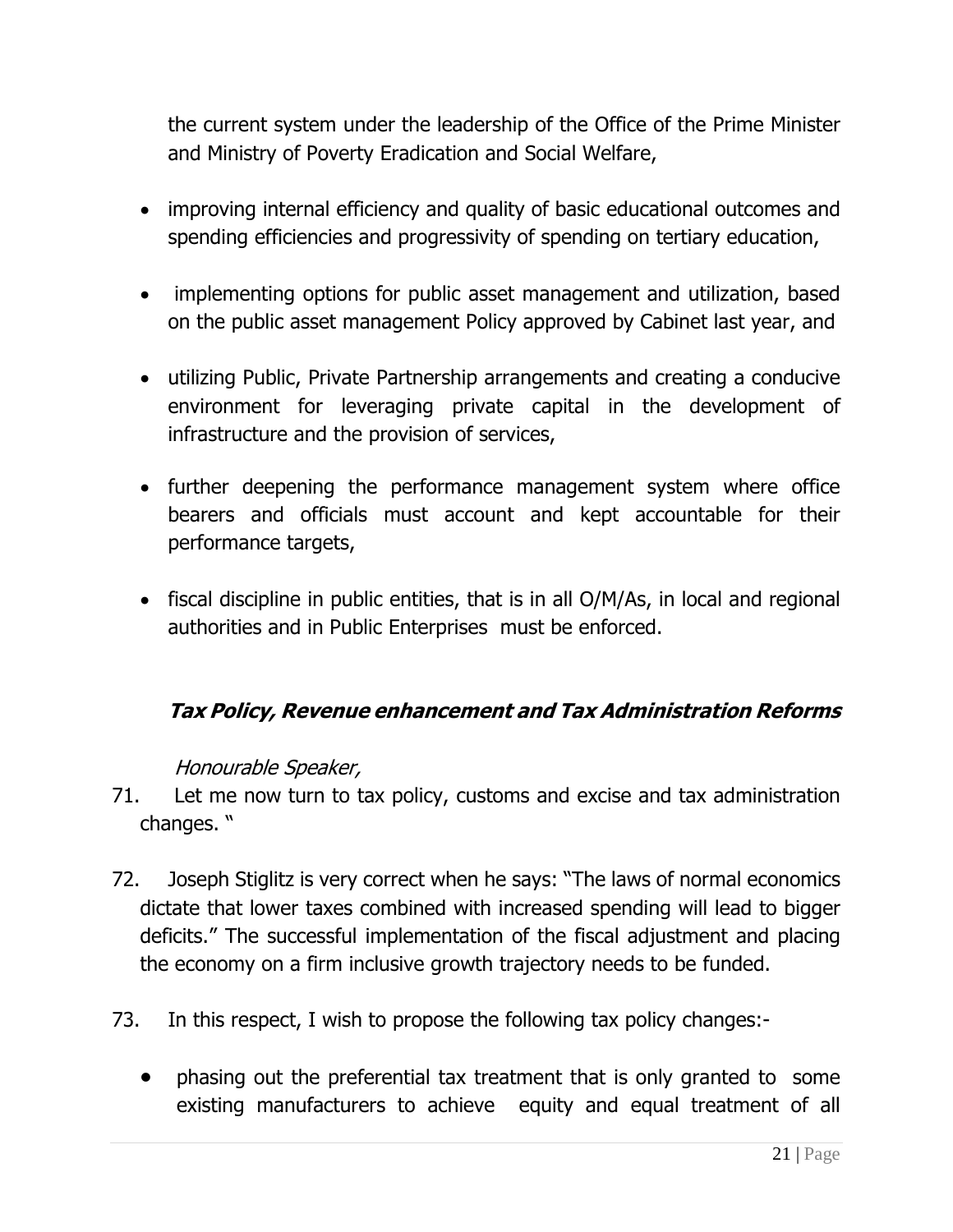the current system under the leadership of the Office of the Prime Minister and Ministry of Poverty Eradication and Social Welfare,

- improving internal efficiency and quality of basic educational outcomes and spending efficiencies and progressivity of spending on tertiary education,
- implementing options for public asset management and utilization, based on the public asset management Policy approved by Cabinet last year, and
- utilizing Public, Private Partnership arrangements and creating a conducive environment for leveraging private capital in the development of infrastructure and the provision of services,
- further deepening the performance management system where office bearers and officials must account and kept accountable for their performance targets,
- fiscal discipline in public entities, that is in all O/M/As, in local and regional authorities and in Public Enterprises must be enforced.

## ***Tax Policy, Revenue enhancement and Tax Administration Reforms***

*Honourable Speaker,*

71. Let me now turn to tax policy, customs and excise and tax administration changes. "

72. Joseph Stiglitz is very correct when he says: "The laws of normal economics dictate that lower taxes combined with increased spending will lead to bigger deficits." The successful implementation of the fiscal adjustment and placing the economy on a firm inclusive growth trajectory needs to be funded.

73. In this respect, I wish to propose the following tax policy changes:-

- phasing out the preferential tax treatment that is only granted to some existing manufacturers to achieve equity and equal treatment of all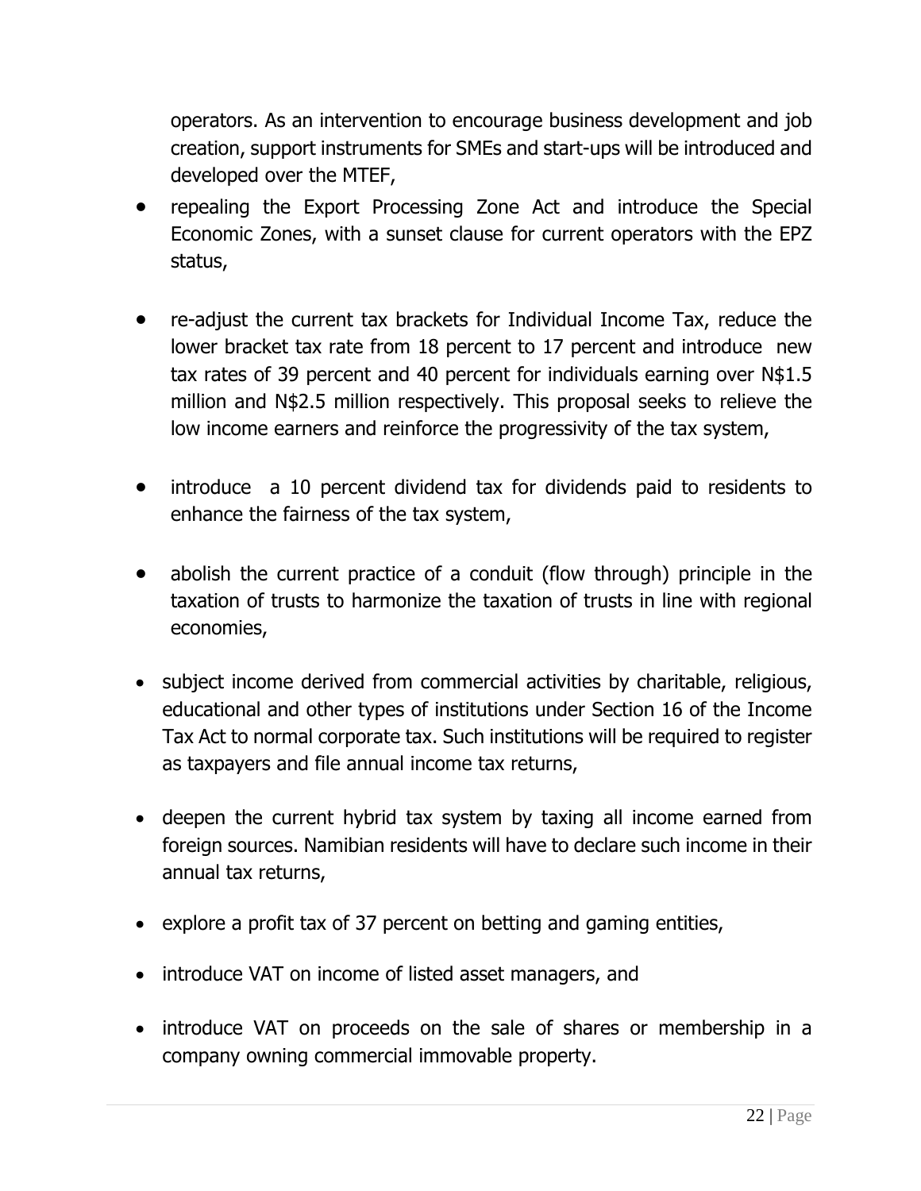operators. As an intervention to encourage business development and job creation, support instruments for SMEs and start-ups will be introduced and developed over the MTEF,

- repealing the Export Processing Zone Act and introduce the Special Economic Zones, with a sunset clause for current operators with the EPZ status,

- re-adjust the current tax brackets for Individual Income Tax, reduce the lower bracket tax rate from 18 percent to 17 percent and introduce new tax rates of 39 percent and 40 percent for individuals earning over N$1.5 million and N$2.5 million respectively. This proposal seeks to relieve the low income earners and reinforce the progressivity of the tax system,

- introduce a 10 percent dividend tax for dividends paid to residents to enhance the fairness of the tax system,

- abolish the current practice of a conduit (flow through) principle in the taxation of trusts to harmonize the taxation of trusts in line with regional economies,

- subject income derived from commercial activities by charitable, religious, educational and other types of institutions under Section 16 of the Income Tax Act to normal corporate tax. Such institutions will be required to register as taxpayers and file annual income tax returns,

- deepen the current hybrid tax system by taxing all income earned from foreign sources. Namibian residents will have to declare such income in their annual tax returns,

- explore a profit tax of 37 percent on betting and gaming entities,

- introduce VAT on income of listed asset managers, and

- introduce VAT on proceeds on the sale of shares or membership in a company owning commercial immovable property.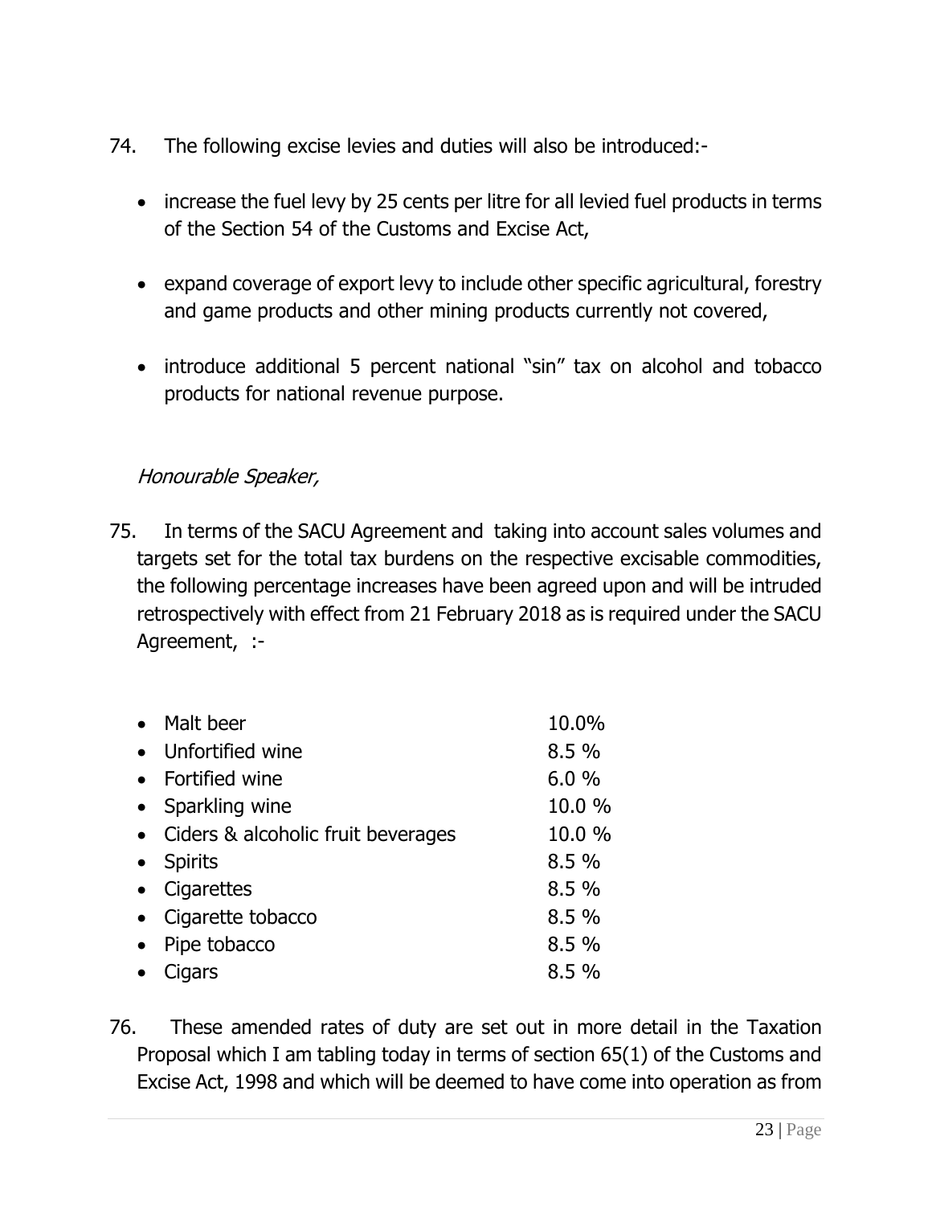74. The following excise levies and duties will also be introduced:-

- increase the fuel levy by 25 cents per litre for all levied fuel products in terms of the Section 54 of the Customs and Excise Act,
- expand coverage of export levy to include other specific agricultural, forestry and game products and other mining products currently not covered,
- introduce additional 5 percent national "sin" tax on alcohol and tobacco products for national revenue purpose.

*Honourable Speaker,*

75. In terms of the SACU Agreement and taking into account sales volumes and targets set for the total tax burdens on the respective excisable commodities, the following percentage increases have been agreed upon and will be intruded retrospectively with effect from 21 February 2018 as is required under the SACU Agreement, :-

| | |
|---|---|
| • Malt beer | 10.0% |
| • Unfortified wine | 8.5 % |
| • Fortified wine | 6.0 % |
| • Sparkling wine | 10.0 % |
| • Ciders & alcoholic fruit beverages | 10.0 % |
| • Spirits | 8.5 % |
| • Cigarettes | 8.5 % |
| • Cigarette tobacco | 8.5 % |
| • Pipe tobacco | 8.5 % |
| • Cigars | 8.5 % |

76. These amended rates of duty are set out in more detail in the Taxation Proposal which I am tabling today in terms of section 65(1) of the Customs and Excise Act, 1998 and which will be deemed to have come into operation as from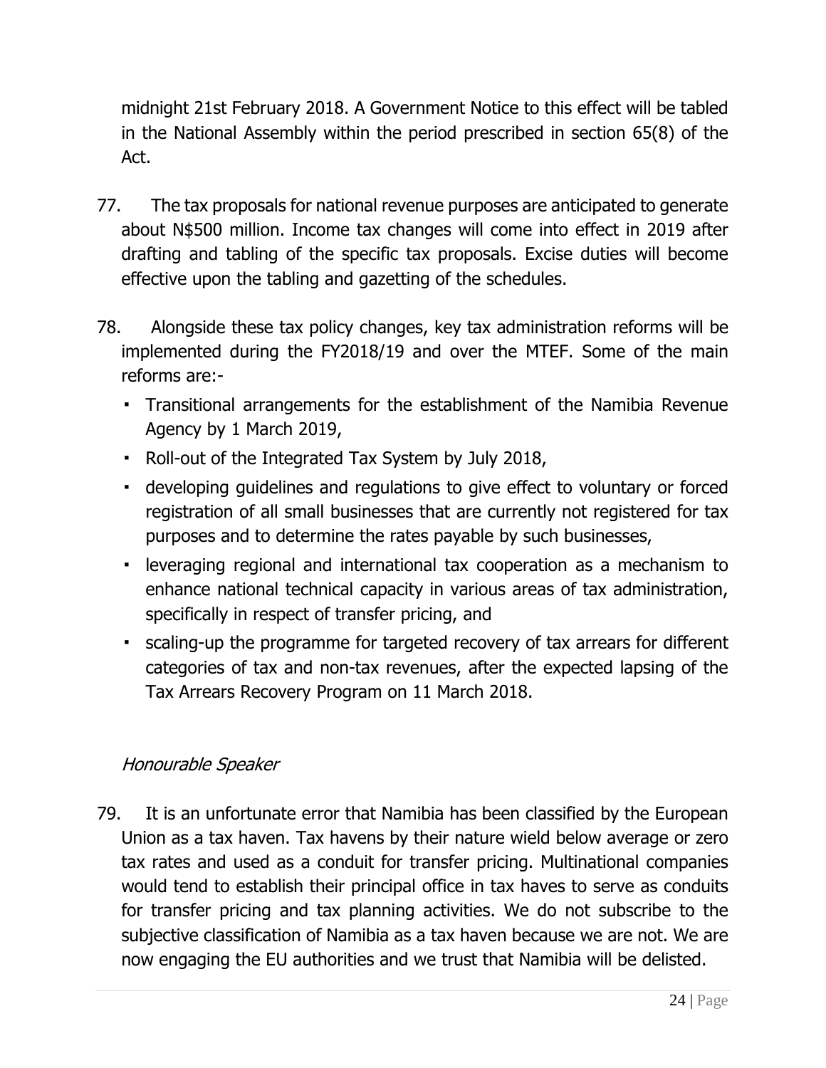midnight 21st February 2018. A Government Notice to this effect will be tabled in the National Assembly within the period prescribed in section 65(8) of the Act.

77. The tax proposals for national revenue purposes are anticipated to generate about N$500 million. Income tax changes will come into effect in 2019 after drafting and tabling of the specific tax proposals. Excise duties will become effective upon the tabling and gazetting of the schedules.

78. Alongside these tax policy changes, key tax administration reforms will be implemented during the FY2018/19 and over the MTEF. Some of the main reforms are:-

- Transitional arrangements for the establishment of the Namibia Revenue Agency by 1 March 2019,
- Roll-out of the Integrated Tax System by July 2018,
- developing guidelines and regulations to give effect to voluntary or forced registration of all small businesses that are currently not registered for tax purposes and to determine the rates payable by such businesses,
- leveraging regional and international tax cooperation as a mechanism to enhance national technical capacity in various areas of tax administration, specifically in respect of transfer pricing, and
- scaling-up the programme for targeted recovery of tax arrears for different categories of tax and non-tax revenues, after the expected lapsing of the Tax Arrears Recovery Program on 11 March 2018.

*Honourable Speaker*

79. It is an unfortunate error that Namibia has been classified by the European Union as a tax haven. Tax havens by their nature wield below average or zero tax rates and used as a conduit for transfer pricing. Multinational companies would tend to establish their principal office in tax haves to serve as conduits for transfer pricing and tax planning activities. We do not subscribe to the subjective classification of Namibia as a tax haven because we are not. We are now engaging the EU authorities and we trust that Namibia will be delisted.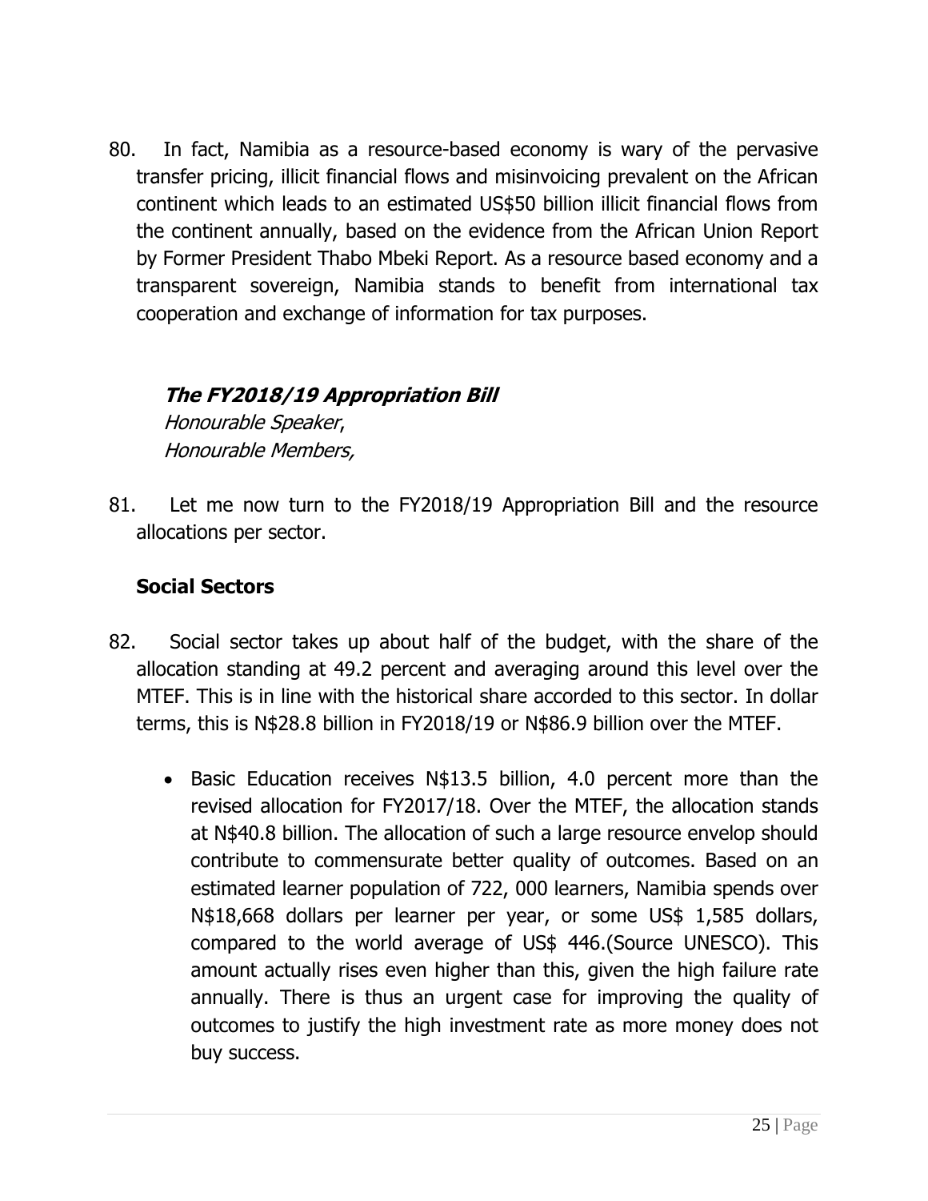80. In fact, Namibia as a resource-based economy is wary of the pervasive transfer pricing, illicit financial flows and misinvoicing prevalent on the African continent which leads to an estimated US$50 billion illicit financial flows from the continent annually, based on the evidence from the African Union Report by Former President Thabo Mbeki Report. As a resource based economy and a transparent sovereign, Namibia stands to benefit from international tax cooperation and exchange of information for tax purposes.

### ***The FY2018/19 Appropriation Bill***

*Honourable Speaker*,
*Honourable Members,*

81. Let me now turn to the FY2018/19 Appropriation Bill and the resource allocations per sector.

### **Social Sectors**

82. Social sector takes up about half of the budget, with the share of the allocation standing at 49.2 percent and averaging around this level over the MTEF. This is in line with the historical share accorded to this sector. In dollar terms, this is N$28.8 billion in FY2018/19 or N$86.9 billion over the MTEF.

- Basic Education receives N$13.5 billion, 4.0 percent more than the revised allocation for FY2017/18. Over the MTEF, the allocation stands at N$40.8 billion. The allocation of such a large resource envelop should contribute to commensurate better quality of outcomes. Based on an estimated learner population of 722, 000 learners, Namibia spends over N$18,668 dollars per learner per year, or some US$ 1,585 dollars, compared to the world average of US$ 446.(Source UNESCO). This amount actually rises even higher than this, given the high failure rate annually. There is thus an urgent case for improving the quality of outcomes to justify the high investment rate as more money does not buy success.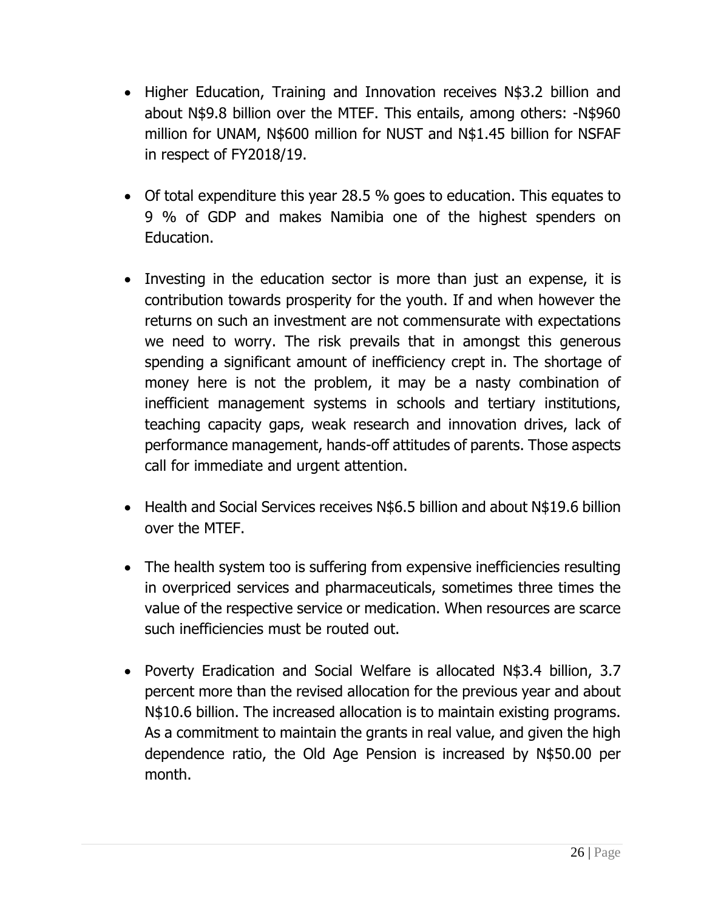- Higher Education, Training and Innovation receives N$3.2 billion and about N$9.8 billion over the MTEF. This entails, among others: -N$960 million for UNAM, N$600 million for NUST and N$1.45 billion for NSFAF in respect of FY2018/19.

- Of total expenditure this year 28.5 % goes to education. This equates to 9 % of GDP and makes Namibia one of the highest spenders on Education.

- Investing in the education sector is more than just an expense, it is contribution towards prosperity for the youth. If and when however the returns on such an investment are not commensurate with expectations we need to worry. The risk prevails that in amongst this generous spending a significant amount of inefficiency crept in. The shortage of money here is not the problem, it may be a nasty combination of inefficient management systems in schools and tertiary institutions, teaching capacity gaps, weak research and innovation drives, lack of performance management, hands-off attitudes of parents. Those aspects call for immediate and urgent attention.

- Health and Social Services receives N$6.5 billion and about N$19.6 billion over the MTEF.

- The health system too is suffering from expensive inefficiencies resulting in overpriced services and pharmaceuticals, sometimes three times the value of the respective service or medication. When resources are scarce such inefficiencies must be routed out.

- Poverty Eradication and Social Welfare is allocated N$3.4 billion, 3.7 percent more than the revised allocation for the previous year and about N$10.6 billion. The increased allocation is to maintain existing programs. As a commitment to maintain the grants in real value, and given the high dependence ratio, the Old Age Pension is increased by N$50.00 per month.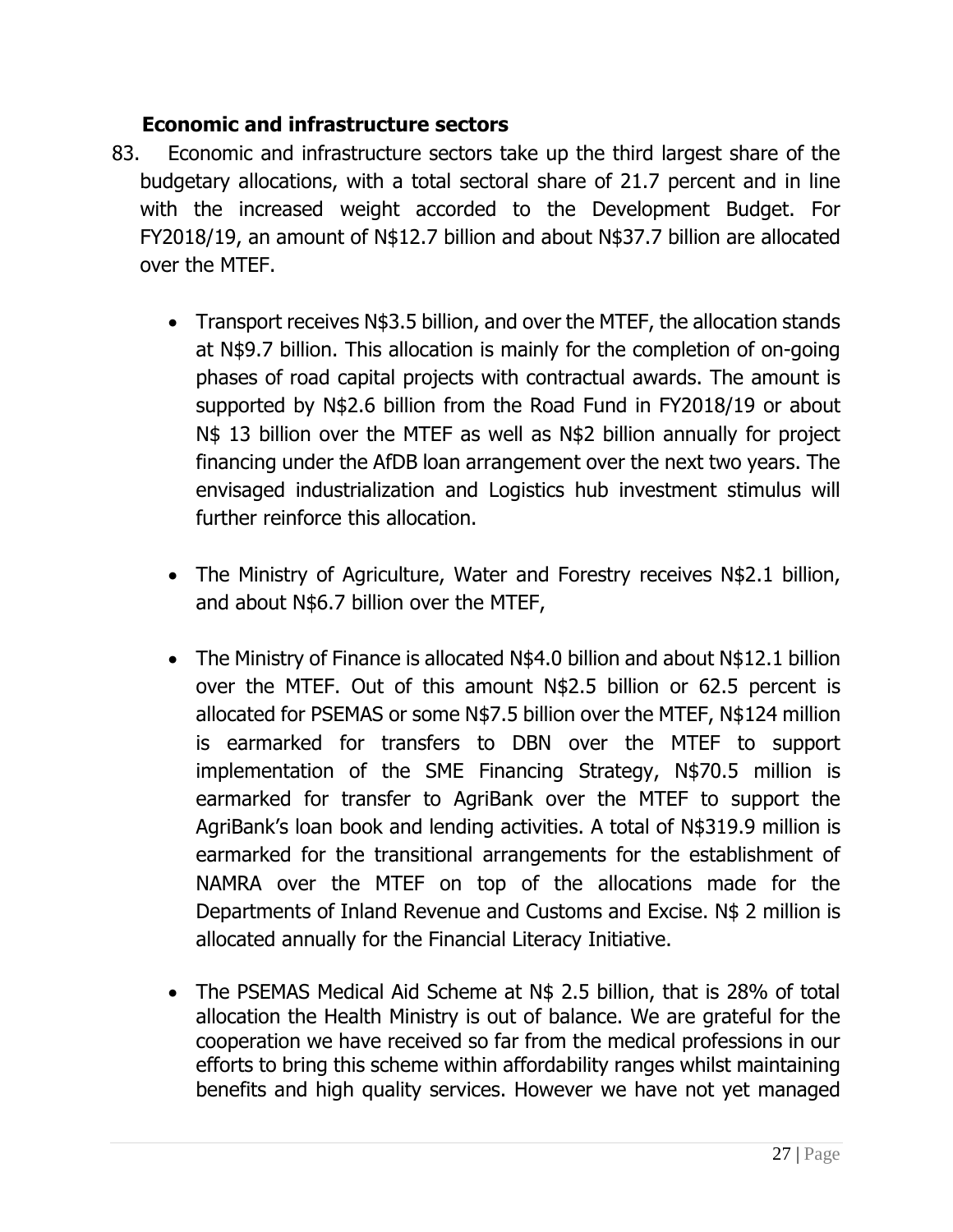**Economic and infrastructure sectors**

83. Economic and infrastructure sectors take up the third largest share of the budgetary allocations, with a total sectoral share of 21.7 percent and in line with the increased weight accorded to the Development Budget. For FY2018/19, an amount of N$12.7 billion and about N$37.7 billion are allocated over the MTEF.

- Transport receives N$3.5 billion, and over the MTEF, the allocation stands at N$9.7 billion. This allocation is mainly for the completion of on-going phases of road capital projects with contractual awards. The amount is supported by N$2.6 billion from the Road Fund in FY2018/19 or about N$ 13 billion over the MTEF as well as N$2 billion annually for project financing under the AfDB loan arrangement over the next two years. The envisaged industrialization and Logistics hub investment stimulus will further reinforce this allocation.

- The Ministry of Agriculture, Water and Forestry receives N$2.1 billion, and about N$6.7 billion over the MTEF,

- The Ministry of Finance is allocated N$4.0 billion and about N$12.1 billion over the MTEF. Out of this amount N$2.5 billion or 62.5 percent is allocated for PSEMAS or some N$7.5 billion over the MTEF, N$124 million is earmarked for transfers to DBN over the MTEF to support implementation of the SME Financing Strategy, N$70.5 million is earmarked for transfer to AgriBank over the MTEF to support the AgriBank's loan book and lending activities. A total of N$319.9 million is earmarked for the transitional arrangements for the establishment of NAMRA over the MTEF on top of the allocations made for the Departments of Inland Revenue and Customs and Excise. N$ 2 million is allocated annually for the Financial Literacy Initiative.

- The PSEMAS Medical Aid Scheme at N$ 2.5 billion, that is 28% of total allocation the Health Ministry is out of balance. We are grateful for the cooperation we have received so far from the medical professions in our efforts to bring this scheme within affordability ranges whilst maintaining benefits and high quality services. However we have not yet managed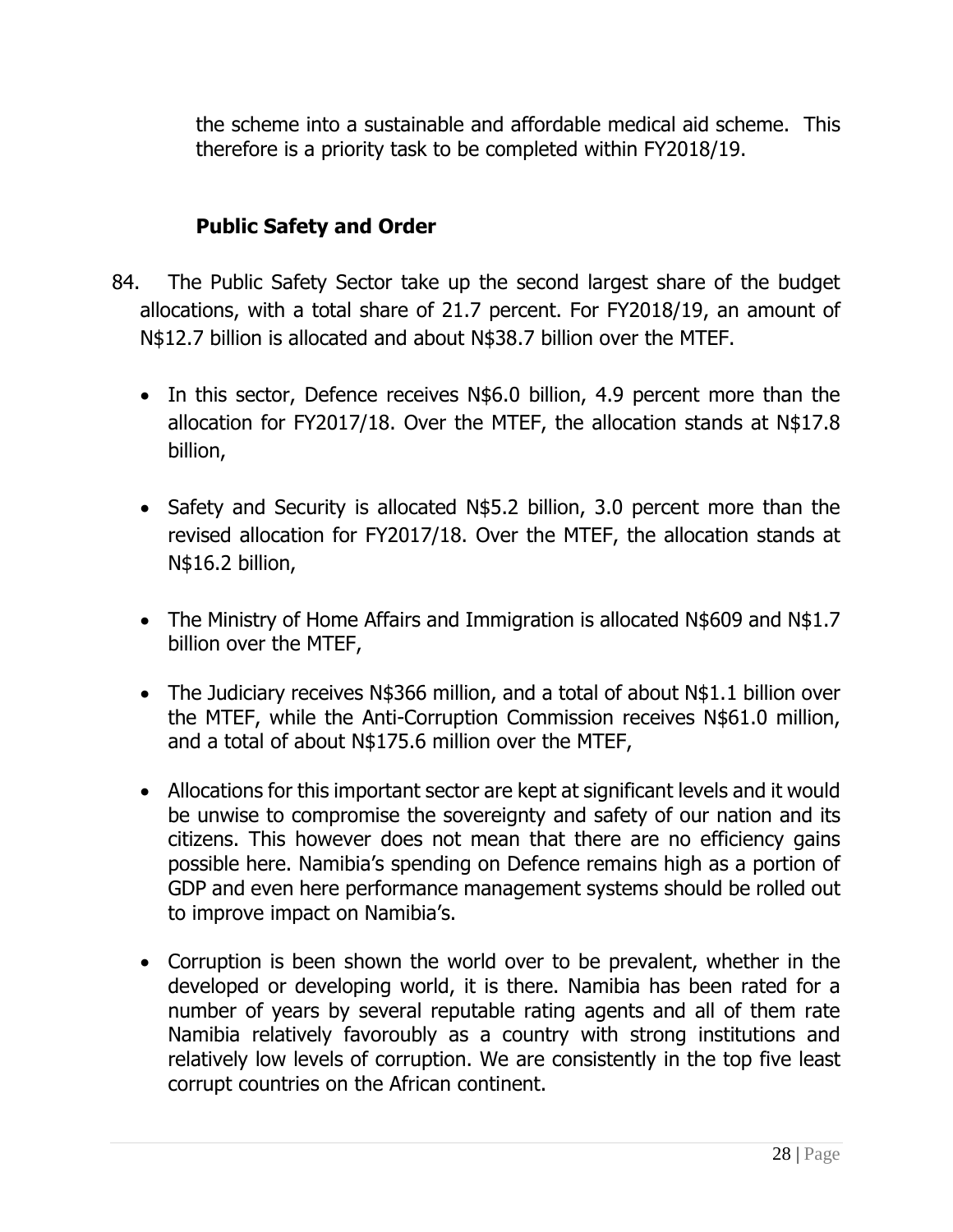the scheme into a sustainable and affordable medical aid scheme. This therefore is a priority task to be completed within FY2018/19.

**Public Safety and Order**

84. The Public Safety Sector take up the second largest share of the budget allocations, with a total share of 21.7 percent. For FY2018/19, an amount of N$12.7 billion is allocated and about N$38.7 billion over the MTEF.

- In this sector, Defence receives N$6.0 billion, 4.9 percent more than the allocation for FY2017/18. Over the MTEF, the allocation stands at N$17.8 billion,

- Safety and Security is allocated N$5.2 billion, 3.0 percent more than the revised allocation for FY2017/18. Over the MTEF, the allocation stands at N$16.2 billion,

- The Ministry of Home Affairs and Immigration is allocated N$609 and N$1.7 billion over the MTEF,

- The Judiciary receives N$366 million, and a total of about N$1.1 billion over the MTEF, while the Anti-Corruption Commission receives N$61.0 million, and a total of about N$175.6 million over the MTEF,

- Allocations for this important sector are kept at significant levels and it would be unwise to compromise the sovereignty and safety of our nation and its citizens. This however does not mean that there are no efficiency gains possible here. Namibia's spending on Defence remains high as a portion of GDP and even here performance management systems should be rolled out to improve impact on Namibia's.

- Corruption is been shown the world over to be prevalent, whether in the developed or developing world, it is there. Namibia has been rated for a number of years by several reputable rating agents and all of them rate Namibia relatively favouroubly as a country with strong institutions and relatively low levels of corruption. We are consistently in the top five least corrupt countries on the African continent.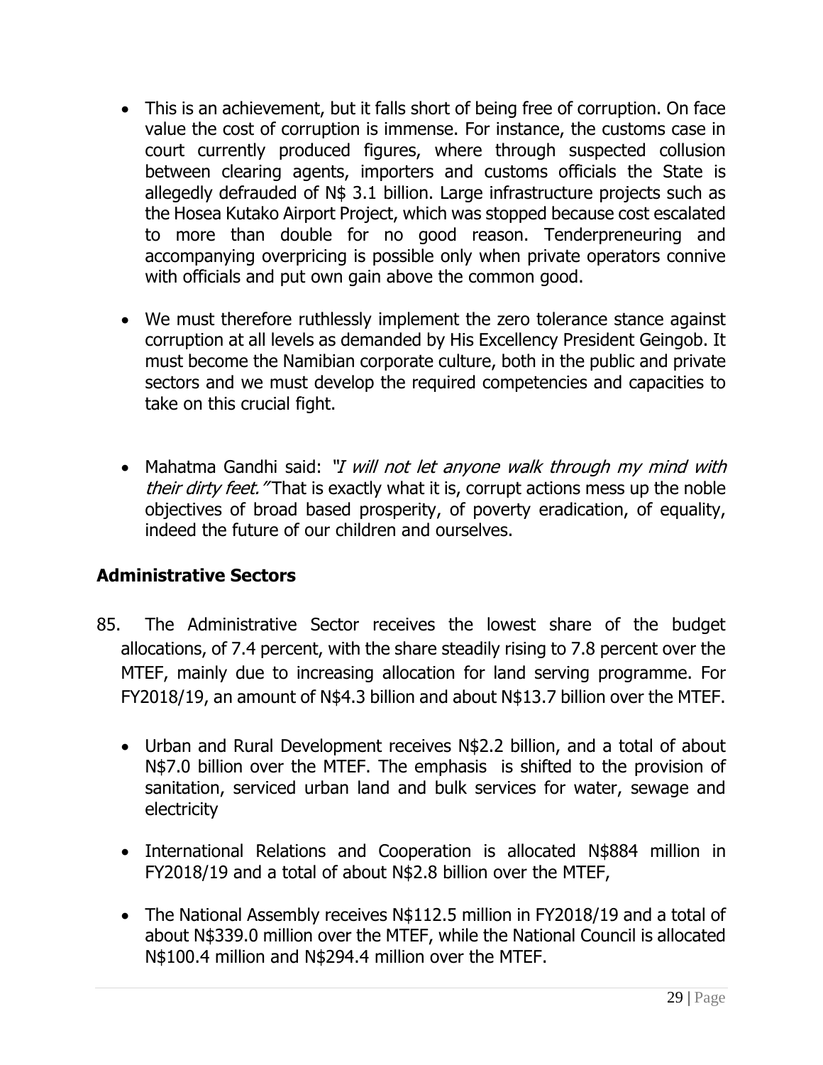- This is an achievement, but it falls short of being free of corruption. On face value the cost of corruption is immense. For instance, the customs case in court currently produced figures, where through suspected collusion between clearing agents, importers and customs officials the State is allegedly defrauded of N$ 3.1 billion. Large infrastructure projects such as the Hosea Kutako Airport Project, which was stopped because cost escalated to more than double for no good reason. Tenderpreneuring and accompanying overpricing is possible only when private operators connive with officials and put own gain above the common good.

- We must therefore ruthlessly implement the zero tolerance stance against corruption at all levels as demanded by His Excellency President Geingob. It must become the Namibian corporate culture, both in the public and private sectors and we must develop the required competencies and capacities to take on this crucial fight.

- Mahatma Gandhi said: *"I will not let anyone walk through my mind with their dirty feet."* That is exactly what it is, corrupt actions mess up the noble objectives of broad based prosperity, of poverty eradication, of equality, indeed the future of our children and ourselves.

## Administrative Sectors

85. The Administrative Sector receives the lowest share of the budget allocations, of 7.4 percent, with the share steadily rising to 7.8 percent over the MTEF, mainly due to increasing allocation for land serving programme. For FY2018/19, an amount of N$4.3 billion and about N$13.7 billion over the MTEF.

    - Urban and Rural Development receives N$2.2 billion, and a total of about N$7.0 billion over the MTEF. The emphasis is shifted to the provision of sanitation, serviced urban land and bulk services for water, sewage and electricity

    - International Relations and Cooperation is allocated N$884 million in FY2018/19 and a total of about N$2.8 billion over the MTEF,

    - The National Assembly receives N$112.5 million in FY2018/19 and a total of about N$339.0 million over the MTEF, while the National Council is allocated N$100.4 million and N$294.4 million over the MTEF.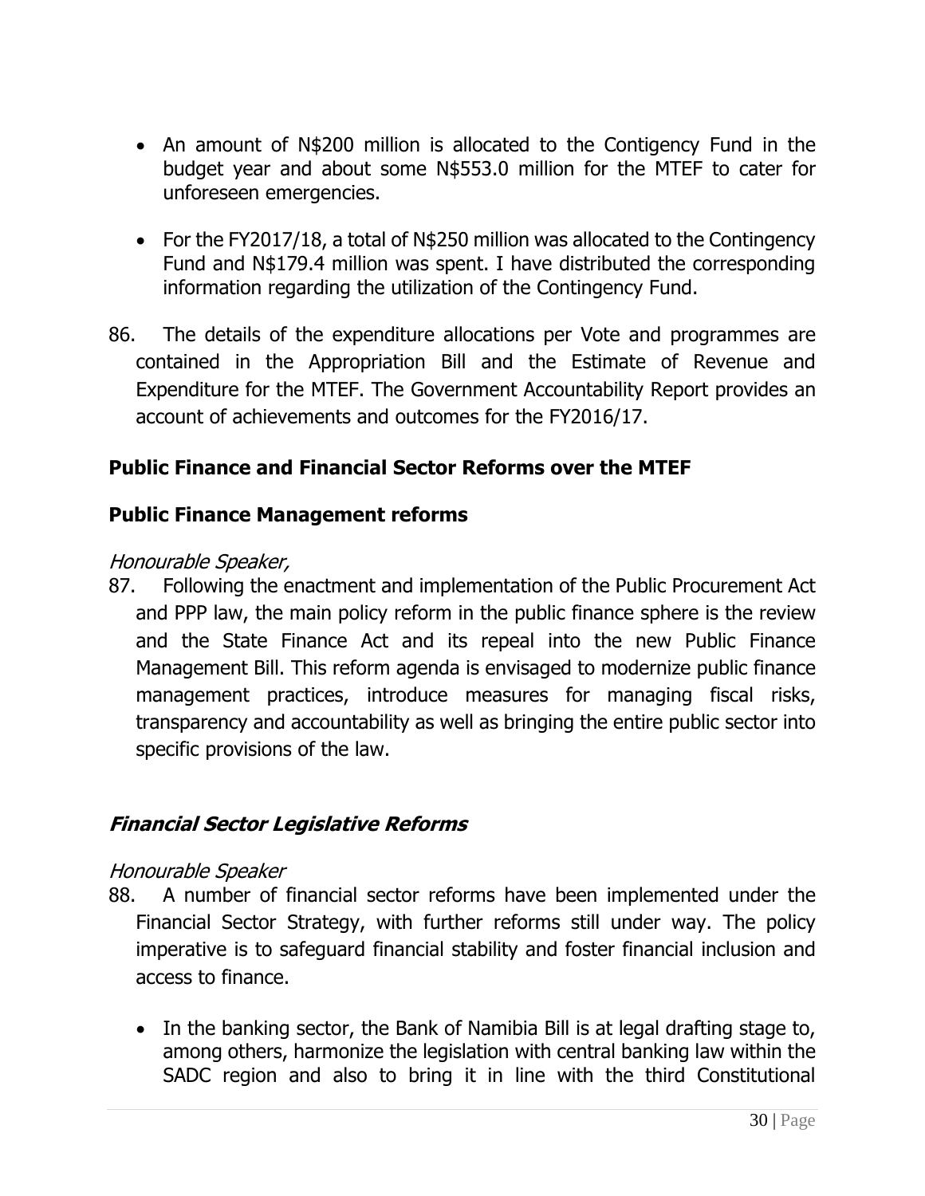- An amount of N$200 million is allocated to the Contigency Fund in the budget year and about some N$553.0 million for the MTEF to cater for unforeseen emergencies.

- For the FY2017/18, a total of N$250 million was allocated to the Contingency Fund and N$179.4 million was spent. I have distributed the corresponding information regarding the utilization of the Contingency Fund.

86. The details of the expenditure allocations per Vote and programmes are contained in the Appropriation Bill and the Estimate of Revenue and Expenditure for the MTEF. The Government Accountability Report provides an account of achievements and outcomes for the FY2016/17.

## Public Finance and Financial Sector Reforms over the MTEF

## Public Finance Management reforms

*Honourable Speaker,*

87. Following the enactment and implementation of the Public Procurement Act and PPP law, the main policy reform in the public finance sphere is the review and the State Finance Act and its repeal into the new Public Finance Management Bill. This reform agenda is envisaged to modernize public finance management practices, introduce measures for managing fiscal risks, transparency and accountability as well as bringing the entire public sector into specific provisions of the law.

## *Financial Sector Legislative Reforms*

*Honourable Speaker*

88. A number of financial sector reforms have been implemented under the Financial Sector Strategy, with further reforms still under way. The policy imperative is to safeguard financial stability and foster financial inclusion and access to finance.

   - In the banking sector, the Bank of Namibia Bill is at legal drafting stage to, among others, harmonize the legislation with central banking law within the SADC region and also to bring it in line with the third Constitutional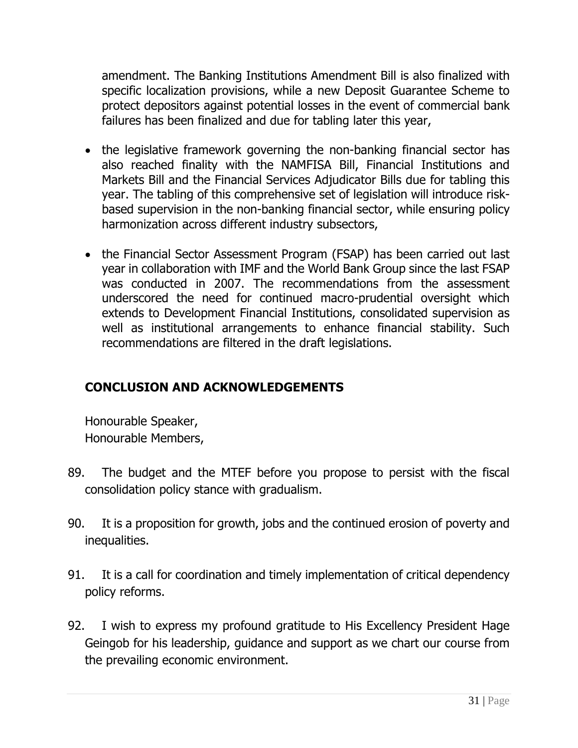amendment. The Banking Institutions Amendment Bill is also finalized with specific localization provisions, while a new Deposit Guarantee Scheme to protect depositors against potential losses in the event of commercial bank failures has been finalized and due for tabling later this year,

- the legislative framework governing the non-banking financial sector has also reached finality with the NAMFISA Bill, Financial Institutions and Markets Bill and the Financial Services Adjudicator Bills due for tabling this year. The tabling of this comprehensive set of legislation will introduce risk-based supervision in the non-banking financial sector, while ensuring policy harmonization across different industry subsectors,
- the Financial Sector Assessment Program (FSAP) has been carried out last year in collaboration with IMF and the World Bank Group since the last FSAP was conducted in 2007. The recommendations from the assessment underscored the need for continued macro-prudential oversight which extends to Development Financial Institutions, consolidated supervision as well as institutional arrangements to enhance financial stability. Such recommendations are filtered in the draft legislations.

## CONCLUSION AND ACKNOWLEDGEMENTS

Honourable Speaker,
Honourable Members,

89. The budget and the MTEF before you propose to persist with the fiscal consolidation policy stance with gradualism.

90. It is a proposition for growth, jobs and the continued erosion of poverty and inequalities.

91. It is a call for coordination and timely implementation of critical dependency policy reforms.

92. I wish to express my profound gratitude to His Excellency President Hage Geingob for his leadership, guidance and support as we chart our course from the prevailing economic environment.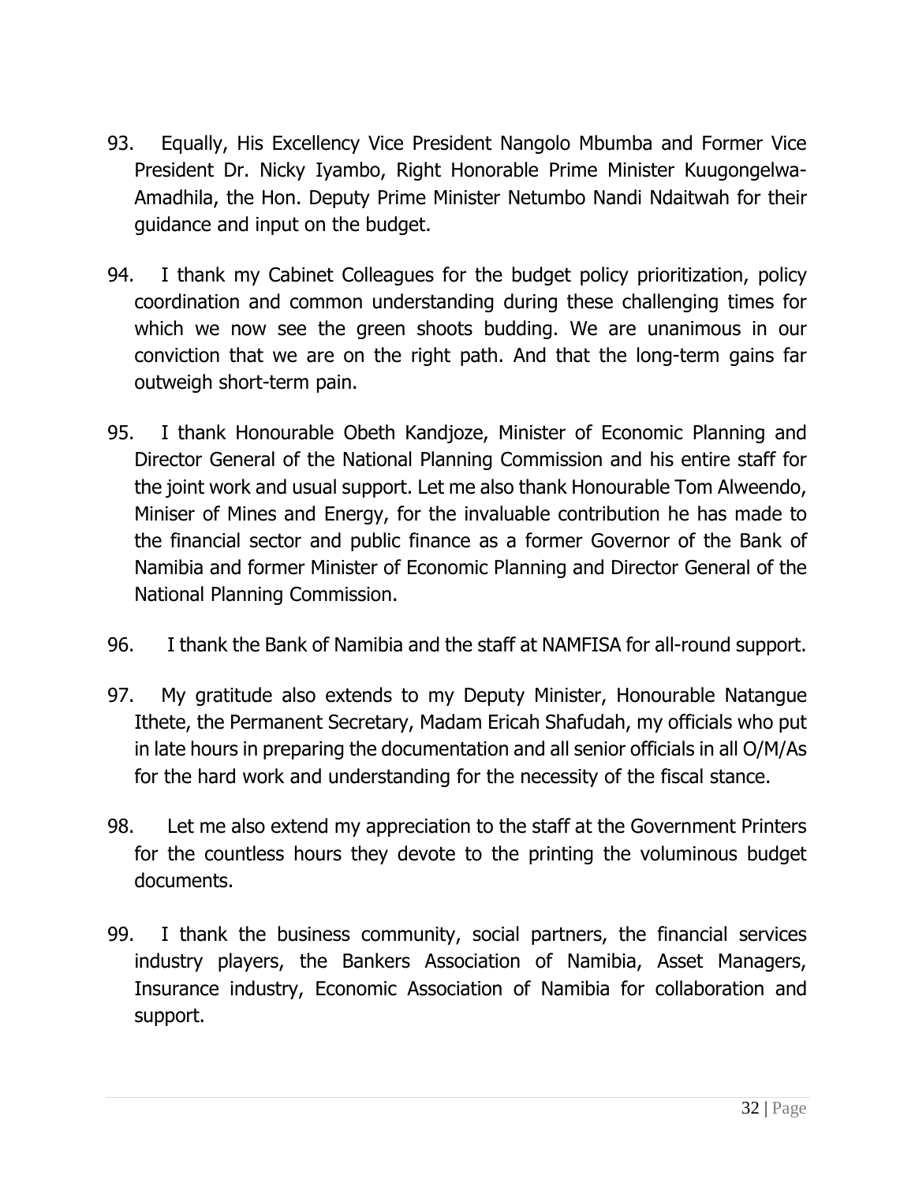93. Equally, His Excellency Vice President Nangolo Mbumba and Former Vice President Dr. Nicky Iyambo, Right Honorable Prime Minister Kuugongelwa-Amadhila, the Hon. Deputy Prime Minister Netumbo Nandi Ndaitwah for their guidance and input on the budget.

94. I thank my Cabinet Colleagues for the budget policy prioritization, policy coordination and common understanding during these challenging times for which we now see the green shoots budding. We are unanimous in our conviction that we are on the right path. And that the long-term gains far outweigh short-term pain.

95. I thank Honourable Obeth Kandjoze, Minister of Economic Planning and Director General of the National Planning Commission and his entire staff for the joint work and usual support. Let me also thank Honourable Tom Alweendo, Miniser of Mines and Energy, for the invaluable contribution he has made to the financial sector and public finance as a former Governor of the Bank of Namibia and former Minister of Economic Planning and Director General of the National Planning Commission.

96. I thank the Bank of Namibia and the staff at NAMFISA for all-round support.

97. My gratitude also extends to my Deputy Minister, Honourable Natangue Ithete, the Permanent Secretary, Madam Ericah Shafudah, my officials who put in late hours in preparing the documentation and all senior officials in all O/M/As for the hard work and understanding for the necessity of the fiscal stance.

98. Let me also extend my appreciation to the staff at the Government Printers for the countless hours they devote to the printing the voluminous budget documents.

99. I thank the business community, social partners, the financial services industry players, the Bankers Association of Namibia, Asset Managers, Insurance industry, Economic Association of Namibia for collaboration and support.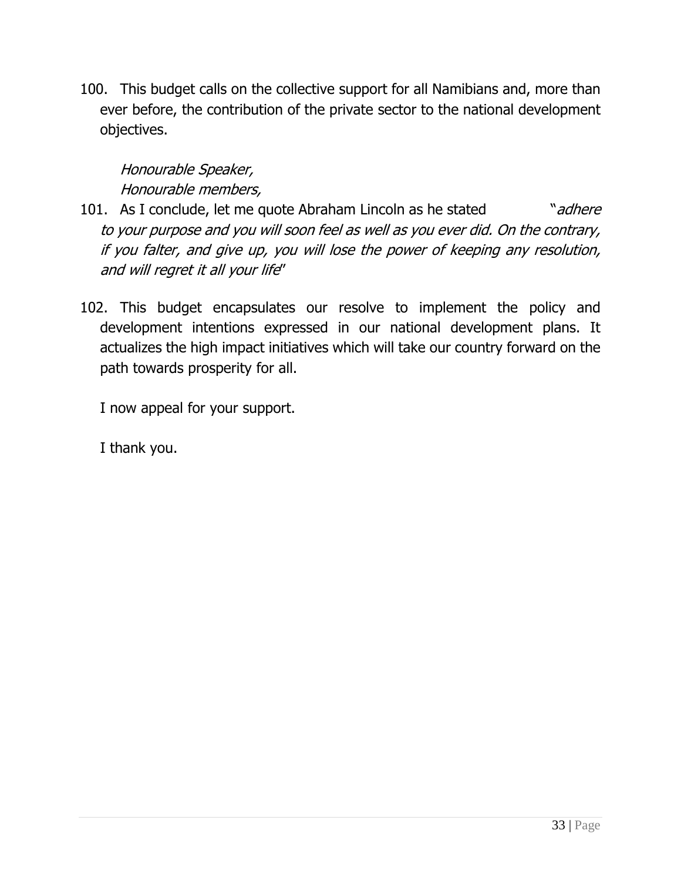100. This budget calls on the collective support for all Namibians and, more than ever before, the contribution of the private sector to the national development objectives.

*Honourable Speaker,*
*Honourable members,*

101. As I conclude, let me quote Abraham Lincoln as he stated "*adhere to your purpose and you will soon feel as well as you ever did. On the contrary, if you falter, and give up, you will lose the power of keeping any resolution, and will regret it all your life*"

102. This budget encapsulates our resolve to implement the policy and development intentions expressed in our national development plans. It actualizes the high impact initiatives which will take our country forward on the path towards prosperity for all.

I now appeal for your support.

I thank you.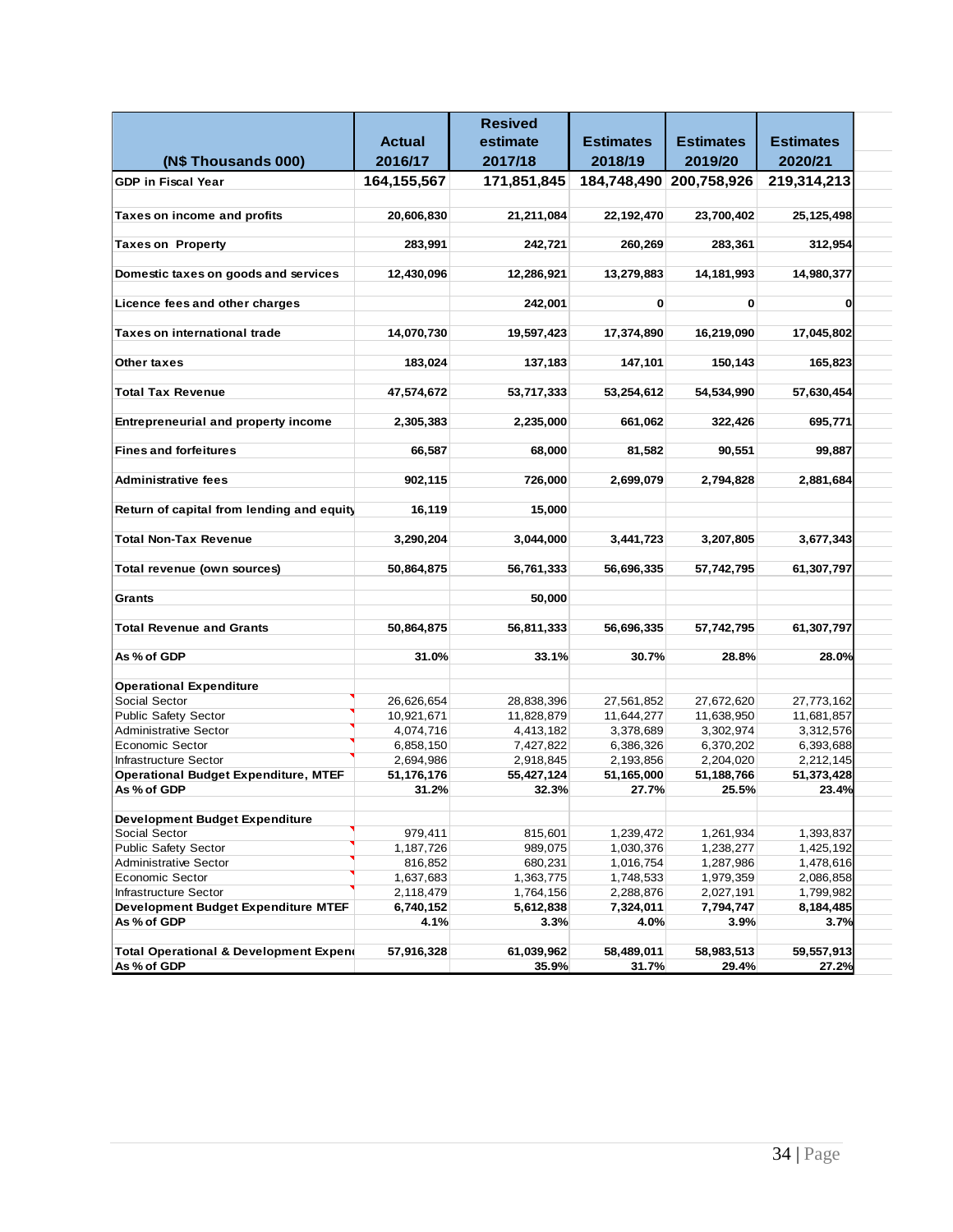| (N$ Thousands 000) | Actual 2016/17 | Resived estimate 2017/18 | Estimates 2018/19 | Estimates 2019/20 | Estimates 2020/21 |
|---|---|---|---|---|---|
| **GDP in Fiscal Year** | **164,155,567** | **171,851,845** | **184,748,490** | **200,758,926** | **219,314,213** |
| **Taxes on income and profits** | **20,606,830** | **21,211,084** | **22,192,470** | **23,700,402** | **25,125,498** |
| **Taxes on Property** | **283,991** | **242,721** | **260,269** | **283,361** | **312,954** |
| **Domestic taxes on goods and services** | **12,430,096** | **12,286,921** | **13,279,883** | **14,181,993** | **14,980,377** |
| **Licence fees and other charges** | | **242,001** | **0** | **0** | **0** |
| **Taxes on international trade** | **14,070,730** | **19,597,423** | **17,374,890** | **16,219,090** | **17,045,802** |
| **Other taxes** | **183,024** | **137,183** | **147,101** | **150,143** | **165,823** |
| **Total Tax Revenue** | **47,574,672** | **53,717,333** | **53,254,612** | **54,534,990** | **57,630,454** |
| **Entrepreneurial and property income** | **2,305,383** | **2,235,000** | **661,062** | **322,426** | **695,771** |
| **Fines and forfeitures** | **66,587** | **68,000** | **81,582** | **90,551** | **99,887** |
| **Administrative fees** | **902,115** | **726,000** | **2,699,079** | **2,794,828** | **2,881,684** |
| **Return of capital from lending and equity** | **16,119** | **15,000** | | | |
| **Total Non-Tax Revenue** | **3,290,204** | **3,044,000** | **3,441,723** | **3,207,805** | **3,677,343** |
| **Total revenue (own sources)** | **50,864,875** | **56,761,333** | **56,696,335** | **57,742,795** | **61,307,797** |
| **Grants** | | **50,000** | | | |
| **Total Revenue and Grants** | **50,864,875** | **56,811,333** | **56,696,335** | **57,742,795** | **61,307,797** |
| **As % of GDP** | **31.0%** | **33.1%** | **30.7%** | **28.8%** | **28.0%** |
| **Operational Expenditure** | | | | | |
| Social Sector | 26,626,654 | 28,838,396 | 27,561,852 | 27,672,620 | 27,773,162 |
| Public Safety Sector | 10,921,671 | 11,828,879 | 11,644,277 | 11,638,950 | 11,681,857 |
| Administrative Sector | 4,074,716 | 4,413,182 | 3,378,689 | 3,302,974 | 3,312,576 |
| Economic Sector | 6,858,150 | 7,427,822 | 6,386,326 | 6,370,202 | 6,393,688 |
| Infrastructure Sector | 2,694,986 | 2,918,845 | 2,193,856 | 2,204,020 | 2,212,145 |
| **Operational Budget Expenditure, MTEF** | **51,176,176** | **55,427,124** | **51,165,000** | **51,188,766** | **51,373,428** |
| **As % of GDP** | **31.2%** | **32.3%** | **27.7%** | **25.5%** | **23.4%** |
| **Development Budget Expenditure** | | | | | |
| Social Sector | 979,411 | 815,601 | 1,239,472 | 1,261,934 | 1,393,837 |
| Public Safety Sector | 1,187,726 | 989,075 | 1,030,376 | 1,238,277 | 1,425,192 |
| Administrative Sector | 816,852 | 680,231 | 1,016,754 | 1,287,986 | 1,478,616 |
| Economic Sector | 1,637,683 | 1,363,775 | 1,748,533 | 1,979,359 | 2,086,858 |
| Infrastructure Sector | 2,118,479 | 1,764,156 | 2,288,876 | 2,027,191 | 1,799,982 |
| **Development Budget Expenditure MTEF** | **6,740,152** | **5,612,838** | **7,324,011** | **7,794,747** | **8,184,485** |
| **As % of GDP** | **4.1%** | **3.3%** | **4.0%** | **3.9%** | **3.7%** |
| **Total Operational & Development Expend** | **57,916,328** | **61,039,962** | **58,489,011** | **58,983,513** | **59,557,913** |
| **As % of GDP** | | **35.9%** | **31.7%** | **29.4%** | **27.2%** |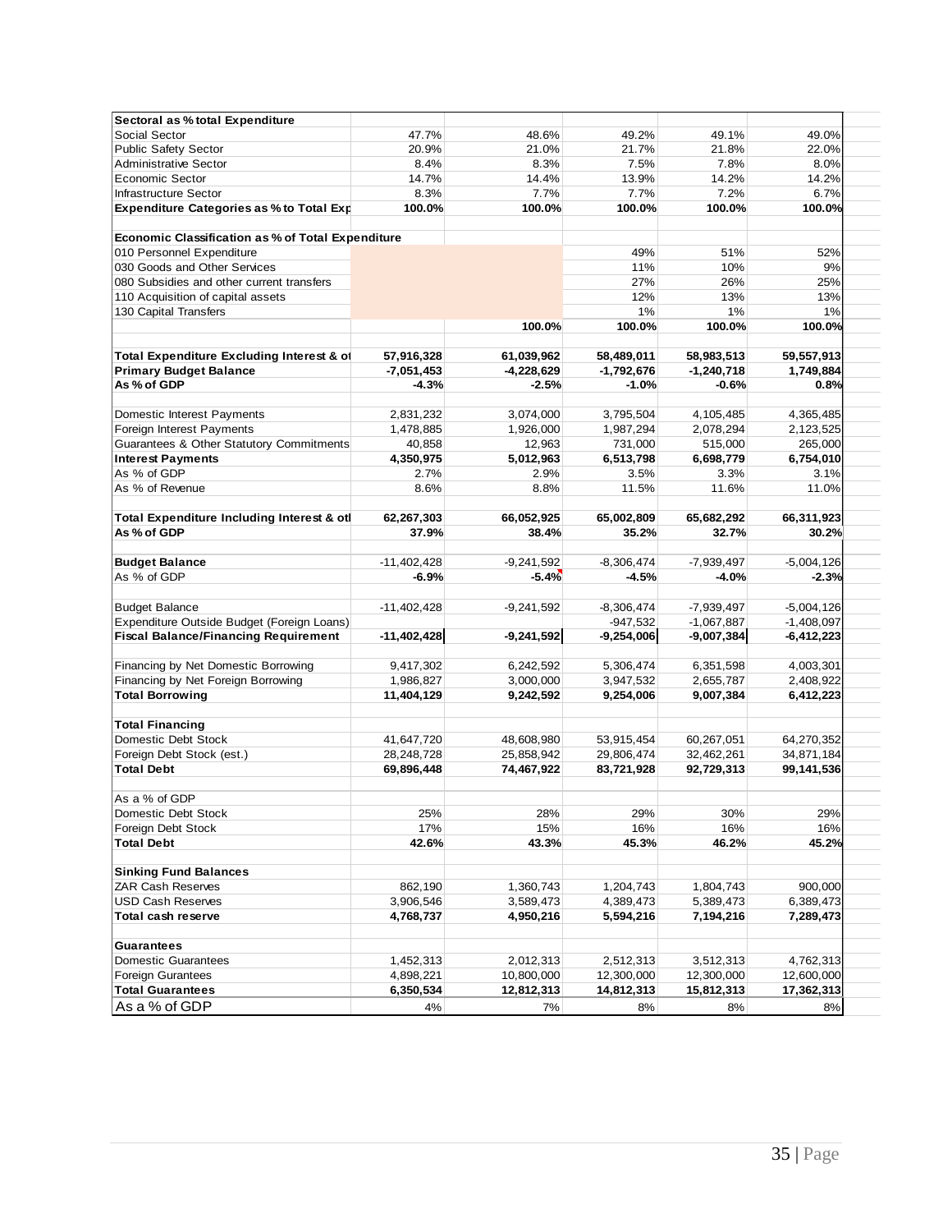| | | | | | |
|---|---|---|---|---|---|
| **Sectoral as % total Expenditure** | | | | | |
| Social Sector | 47.7% | 48.6% | 49.2% | 49.1% | 49.0% |
| Public Safety Sector | 20.9% | 21.0% | 21.7% | 21.8% | 22.0% |
| Administrative Sector | 8.4% | 8.3% | 7.5% | 7.8% | 8.0% |
| Economic Sector | 14.7% | 14.4% | 13.9% | 14.2% | 14.2% |
| Infrastructure Sector | 8.3% | 7.7% | 7.7% | 7.2% | 6.7% |
| **Expenditure Categories as % to Total Exp** | **100.0%** | **100.0%** | **100.0%** | **100.0%** | **100.0%** |
| | | | | | |
| **Economic Classification as % of Total Expenditure** | | | | | |
| 010 Personnel Expenditure | | | 49% | 51% | 52% |
| 030 Goods and Other Services | | | 11% | 10% | 9% |
| 080 Subsidies and other current transfers | | | 27% | 26% | 25% |
| 110 Acquisition of capital assets | | | 12% | 13% | 13% |
| 130 Capital Transfers | | | 1% | 1% | 1% |
| | | **100.0%** | **100.0%** | **100.0%** | **100.0%** |
| | | | | | |
| **Total Expenditure Excluding Interest & ot** | **57,916,328** | **61,039,962** | **58,489,011** | **58,983,513** | **59,557,913** |
| **Primary Budget Balance** | **-7,051,453** | **-4,228,629** | **-1,792,676** | **-1,240,718** | **1,749,884** |
| **As % of GDP** | **-4.3%** | **-2.5%** | **-1.0%** | **-0.6%** | **0.8%** |
| | | | | | |
| Domestic Interest Payments | 2,831,232 | 3,074,000 | 3,795,504 | 4,105,485 | 4,365,485 |
| Foreign Interest Payments | 1,478,885 | 1,926,000 | 1,987,294 | 2,078,294 | 2,123,525 |
| Guarantees & Other Statutory Commitments | 40,858 | 12,963 | 731,000 | 515,000 | 265,000 |
| **Interest Payments** | **4,350,975** | **5,012,963** | **6,513,798** | **6,698,779** | **6,754,010** |
| As % of GDP | 2.7% | 2.9% | 3.5% | 3.3% | 3.1% |
| As % of Revenue | 8.6% | 8.8% | 11.5% | 11.6% | 11.0% |
| | | | | | |
| **Total Expenditure Including Interest & otl** | **62,267,303** | **66,052,925** | **65,002,809** | **65,682,292** | **66,311,923** |
| **As % of GDP** | **37.9%** | **38.4%** | **35.2%** | **32.7%** | **30.2%** |
| | | | | | |
| **Budget Balance** | -11,402,428 | -9,241,592 | -8,306,474 | -7,939,497 | -5,004,126 |
| As % of GDP | **-6.9%** | **-5.4%** | **-4.5%** | **-4.0%** | **-2.3%** |
| | | | | | |
| Budget Balance | -11,402,428 | -9,241,592 | -8,306,474 | -7,939,497 | -5,004,126 |
| Expenditure Outside Budget (Foreign Loans) | | | -947,532 | -1,067,887 | -1,408,097 |
| **Fiscal Balance/Financing Requirement** | **-11,402,428** | **-9,241,592** | **-9,254,006** | **-9,007,384** | **-6,412,223** |
| | | | | | |
| Financing by Net Domestic Borrowing | 9,417,302 | 6,242,592 | 5,306,474 | 6,351,598 | 4,003,301 |
| Financing by Net Foreign Borrowing | 1,986,827 | 3,000,000 | 3,947,532 | 2,655,787 | 2,408,922 |
| **Total Borrowing** | **11,404,129** | **9,242,592** | **9,254,006** | **9,007,384** | **6,412,223** |
| | | | | | |
| **Total Financing** | | | | | |
| Domestic Debt Stock | 41,647,720 | 48,608,980 | 53,915,454 | 60,267,051 | 64,270,352 |
| Foreign Debt Stock (est.) | 28,248,728 | 25,858,942 | 29,806,474 | 32,462,261 | 34,871,184 |
| **Total Debt** | **69,896,448** | **74,467,922** | **83,721,928** | **92,729,313** | **99,141,536** |
| | | | | | |
| As a % of GDP | | | | | |
| Domestic Debt Stock | 25% | 28% | 29% | 30% | 29% |
| Foreign Debt Stock | 17% | 15% | 16% | 16% | 16% |
| **Total Debt** | **42.6%** | **43.3%** | **45.3%** | **46.2%** | **45.2%** |
| | | | | | |
| **Sinking Fund Balances** | | | | | |
| ZAR Cash Reserves | 862,190 | 1,360,743 | 1,204,743 | 1,804,743 | 900,000 |
| USD Cash Reserves | 3,906,546 | 3,589,473 | 4,389,473 | 5,389,473 | 6,389,473 |
| **Total cash reserve** | **4,768,737** | **4,950,216** | **5,594,216** | **7,194,216** | **7,289,473** |
| | | | | | |
| **Guarantees** | | | | | |
| Domestic Guarantees | 1,452,313 | 2,012,313 | 2,512,313 | 3,512,313 | 4,762,313 |
| Foreign Gurantees | 4,898,221 | 10,800,000 | 12,300,000 | 12,300,000 | 12,600,000 |
| **Total Guarantees** | **6,350,534** | **12,812,313** | **14,812,313** | **15,812,313** | **17,362,313** |
| As a % of GDP | 4% | 7% | 8% | 8% | 8% |